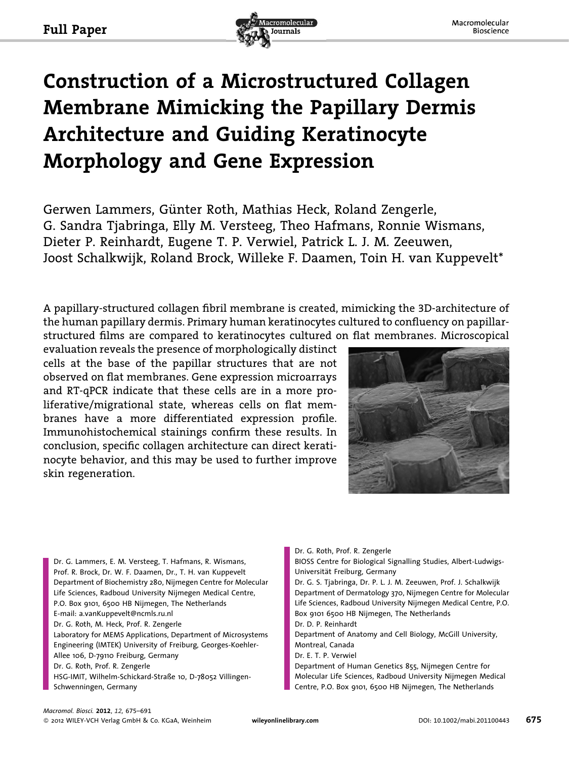Full Paper

# Construction of a Microstructured Collagen Membrane Mimicking the Papillary Dermis Architecture and Guiding Keratinocyte Morphology and Gene Expression

Gerwen Lammers, Günter Roth, Mathias Heck, Roland Zengerle, G. Sandra Tjabringa, Elly M. Versteeg, Theo Hafmans, Ronnie Wismans, Dieter P. Reinhardt, Eugene T. P. Verwiel, Patrick L. J. M. Zeeuwen, Joost Schalkwijk, Roland Brock, Willeke F. Daamen, Toin H. van Kuppevelt*

A papillary-structured collagen fibril membrane is created, mimicking the 3D-architecture of the human papillary dermis. Primary human keratinocytes cultured to confluency on papillar-structured films are compared to keratinocytes cultured on flat membranes. Microscopical evaluation reveals the presence of morphologically distinct cells at the base of the papillar structures that are not observed on flat membranes. Gene expression microarrays and RT-qPCR indicate that these cells are in a more proliferative/migrational state, whereas cells on flat membranes have a more differentiated expression profile. Immunohistochemical stainings confirm these results. In conclusion, specific collagen architecture can direct keratinocyte behavior, and this may be used to further improve skin regeneration.

Dr. G. Lammers, E. M. Versteeg, T. Hafmans, R. Wismans, Prof. R. Brock, Dr. W. F. Daamen, Dr., T. H. van Kuppevelt
Department of Biochemistry 280, Nijmegen Centre for Molecular Life Sciences, Radboud University Nijmegen Medical Centre, P.O. Box 9101, 6500 HB Nijmegen, The Netherlands
E-mail: a.vanKuppevelt@ncmls.ru.nl

Dr. G. Roth, M. Heck, Prof. R. Zengerle
Laboratory for MEMS Applications, Department of Microsystems Engineering (IMTEK) University of Freiburg, Georges-Koehler-Allee 106, D-79110 Freiburg, Germany

Dr. G. Roth, Prof. R. Zengerle
HSG-IMIT, Wilhelm-Schickard-Straße 10, D-78052 Villingen-Schwenningen, Germany

Dr. G. Roth, Prof. R. Zengerle
BIOSS Centre for Biological Signalling Studies, Albert-Ludwigs-Universität Freiburg, Germany

Dr. G. S. Tjabringa, Dr. P. L. J. M. Zeeuwen, Prof. J. Schalkwijk
Department of Dermatology 370, Nijmegen Centre for Molecular Life Sciences, Radboud University Nijmegen Medical Centre, P.O. Box 9101 6500 HB Nijmegen, The Netherlands

Dr. D. P. Reinhardt
Department of Anatomy and Cell Biology, McGill University, Montreal, Canada

Dr. E. T. P. Verwiel
Department of Human Genetics 855, Nijmegen Centre for Molecular Life Sciences, Radboud University Nijmegen Medical Centre, P.O. Box 9101, 6500 HB Nijmegen, The Netherlands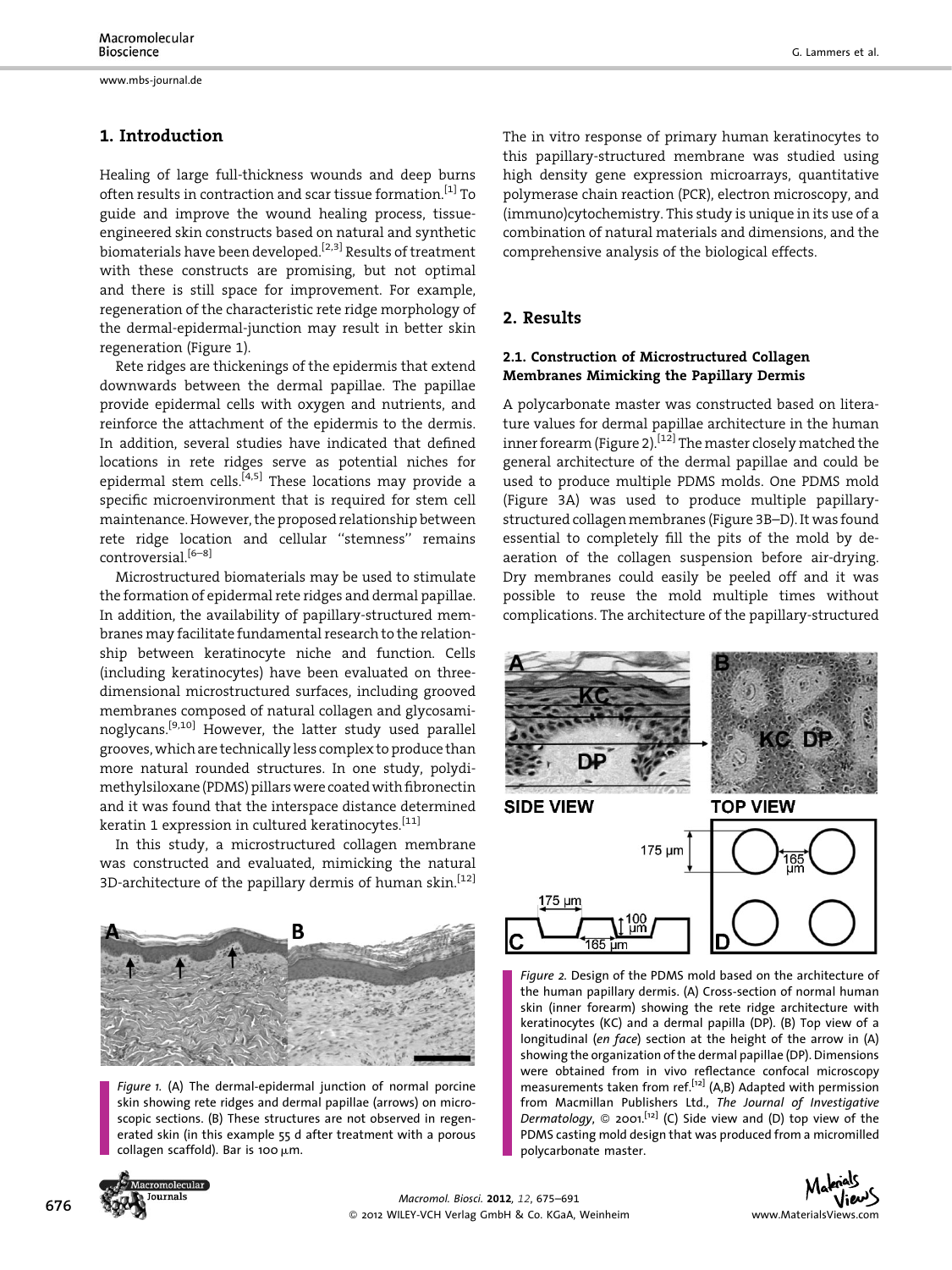## 1. Introduction

Healing of large full-thickness wounds and deep burns often results in contraction and scar tissue formation.[1] To guide and improve the wound healing process, tissue-engineered skin constructs based on natural and synthetic biomaterials have been developed.[2,3] Results of treatment with these constructs are promising, but not optimal and there is still space for improvement. For example, regeneration of the characteristic rete ridge morphology of the dermal-epidermal-junction may result in better skin regeneration (Figure 1).

Rete ridges are thickenings of the epidermis that extend downwards between the dermal papillae. The papillae provide epidermal cells with oxygen and nutrients, and reinforce the attachment of the epidermis to the dermis. In addition, several studies have indicated that defined locations in rete ridges serve as potential niches for epidermal stem cells.[4,5] These locations may provide a specific microenvironment that is required for stem cell maintenance. However, the proposed relationship between rete ridge location and cellular "stemness" remains controversial.[6–8]

Microstructured biomaterials may be used to stimulate the formation of epidermal rete ridges and dermal papillae. In addition, the availability of papillary-structured membranes may facilitate fundamental research to the relationship between keratinocyte niche and function. Cells (including keratinocytes) have been evaluated on three-dimensional microstructured surfaces, including grooved membranes composed of natural collagen and glycosaminoglycans.[9,10] However, the latter study used parallel grooves, which are technically less complex to produce than more natural rounded structures. In one study, polydimethylsiloxane (PDMS) pillars were coated with fibronectin and it was found that the interspace distance determined keratin 1 expression in cultured keratinocytes.[11]

In this study, a microstructured collagen membrane was constructed and evaluated, mimicking the natural 3D-architecture of the papillary dermis of human skin.[12]

*Figure 1.* (A) The dermal-epidermal junction of normal porcine skin showing rete ridges and dermal papillae (arrows) on microscopic sections. (B) These structures are not observed in regenerated skin (in this example 55 d after treatment with a porous collagen scaffold). Bar is 100 μm.

The in vitro response of primary human keratinocytes to this papillary-structured membrane was studied using high density gene expression microarrays, quantitative polymerase chain reaction (PCR), electron microscopy, and (immuno)cytochemistry. This study is unique in its use of a combination of natural materials and dimensions, and the comprehensive analysis of the biological effects.

## 2. Results

### 2.1. Construction of Microstructured Collagen Membranes Mimicking the Papillary Dermis

A polycarbonate master was constructed based on literature values for dermal papillae architecture in the human inner forearm (Figure 2).[12] The master closely matched the general architecture of the dermal papillae and could be used to produce multiple PDMS molds. One PDMS mold (Figure 3A) was used to produce multiple papillary-structured collagen membranes (Figure 3B–D). It was found essential to completely fill the pits of the mold by de-aeration of the collagen suspension before air-drying. Dry membranes could easily be peeled off and it was possible to reuse the mold multiple times without complications. The architecture of the papillary-structured

*Figure 2.* Design of the PDMS mold based on the architecture of the human papillary dermis. (A) Cross-section of normal human skin (inner forearm) showing the rete ridge architecture with keratinocytes (KC) and a dermal papilla (DP). (B) Top view of a longitudinal (*en face*) section at the height of the arrow in (A) showing the organization of the dermal papillae (DP). Dimensions were obtained from in vivo reflectance confocal microscopy measurements taken from ref.[12] (A,B) Adapted with permission from Macmillan Publishers Ltd., *The Journal of Investigative Dermatology*, © 2001.[12] (C) Side view and (D) top view of the PDMS casting mold design that was produced from a micromilled polycarbonate master.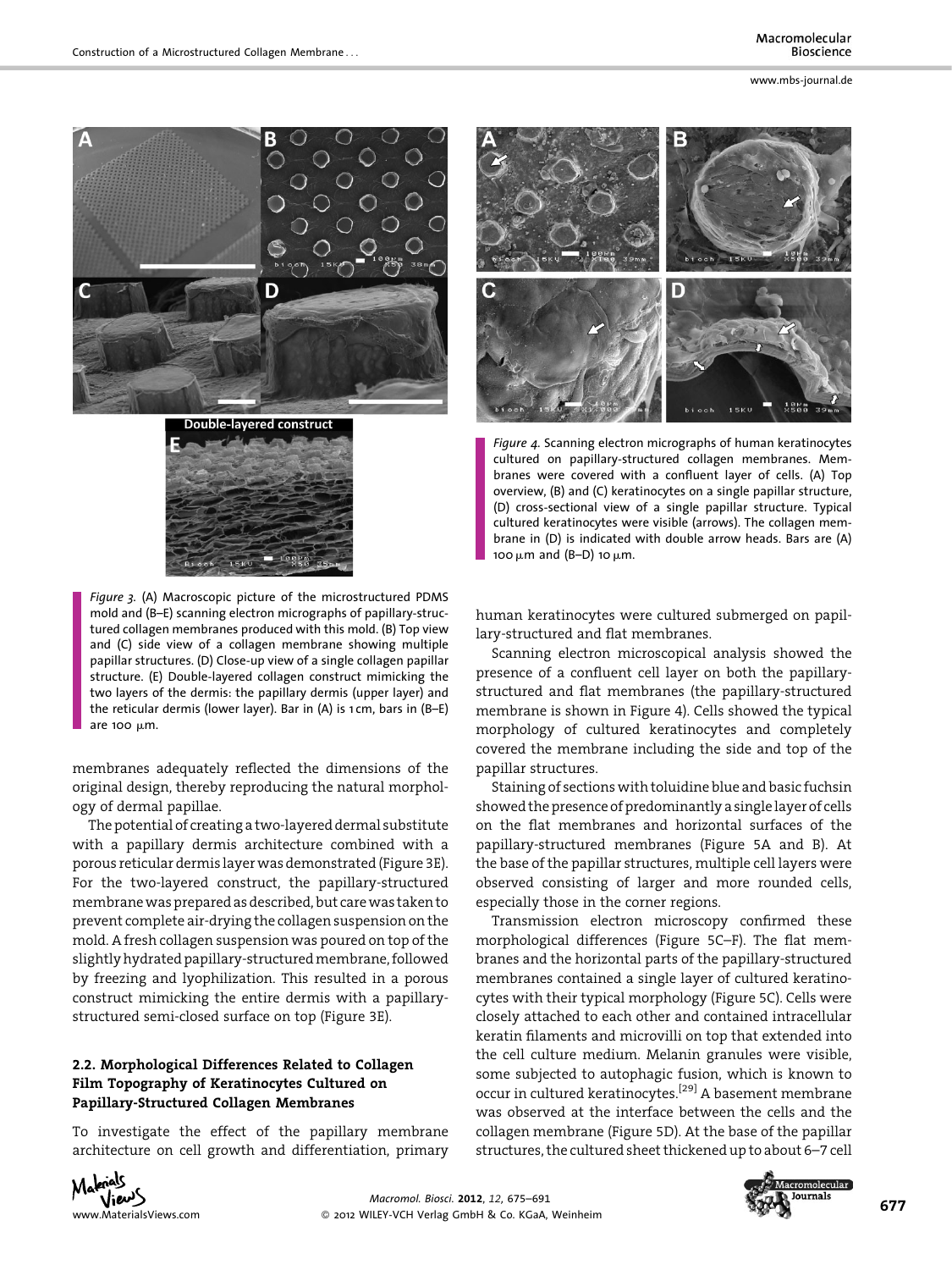*Figure 3.* (A) Macroscopic picture of the microstructured PDMS mold and (B–E) scanning electron micrographs of papillary-structured collagen membranes produced with this mold. (B) Top view and (C) side view of a collagen membrane showing multiple papillar structures. (D) Close-up view of a single collagen papillar structure. (E) Double-layered collagen construct mimicking the two layers of the dermis: the papillary dermis (upper layer) and the reticular dermis (lower layer). Bar in (A) is 1 cm, bars in (B–E) are 100 μm.

*Figure 4.* Scanning electron micrographs of human keratinocytes cultured on papillary-structured collagen membranes. Membranes were covered with a confluent layer of cells. (A) Top overview, (B) and (C) keratinocytes on a single papillar structure, (D) cross-sectional view of a single papillar structure. Typical cultured keratinocytes were visible (arrows). The collagen membrane in (D) is indicated with double arrow heads. Bars are (A) 100 μm and (B–D) 10 μm.

membranes adequately reflected the dimensions of the original design, thereby reproducing the natural morphology of dermal papillae.

The potential of creating a two-layered dermal substitute with a papillary dermis architecture combined with a porous reticular dermis layer was demonstrated (Figure 3E). For the two-layered construct, the papillary-structured membrane was prepared as described, but care was taken to prevent complete air-drying the collagen suspension on the mold. A fresh collagen suspension was poured on top of the slightly hydrated papillary-structured membrane, followed by freezing and lyophilization. This resulted in a porous construct mimicking the entire dermis with a papillary-structured semi-closed surface on top (Figure 3E).

### 2.2. Morphological Differences Related to Collagen Film Topography of Keratinocytes Cultured on Papillary-Structured Collagen Membranes

To investigate the effect of the papillary membrane architecture on cell growth and differentiation, primary human keratinocytes were cultured submerged on papillary-structured and flat membranes.

Scanning electron microscopical analysis showed the presence of a confluent cell layer on both the papillary-structured and flat membranes (the papillary-structured membrane is shown in Figure 4). Cells showed the typical morphology of cultured keratinocytes and completely covered the membrane including the side and top of the papillar structures.

Staining of sections with toluidine blue and basic fuchsin showed the presence of predominantly a single layer of cells on the flat membranes and horizontal surfaces of the papillary-structured membranes (Figure 5A and B). At the base of the papillar structures, multiple cell layers were observed consisting of larger and more rounded cells, especially those in the corner regions.

Transmission electron microscopy confirmed these morphological differences (Figure 5C–F). The flat membranes and the horizontal parts of the papillary-structured membranes contained a single layer of cultured keratinocytes with their typical morphology (Figure 5C). Cells were closely attached to each other and contained intracellular keratin filaments and microvilli on top that extended into the cell culture medium. Melanin granules were visible, some subjected to autophagic fusion, which is known to occur in cultured keratinocytes.[29] A basement membrane was observed at the interface between the cells and the collagen membrane (Figure 5D). At the base of the papillar structures, the cultured sheet thickened up to about 6–7 cell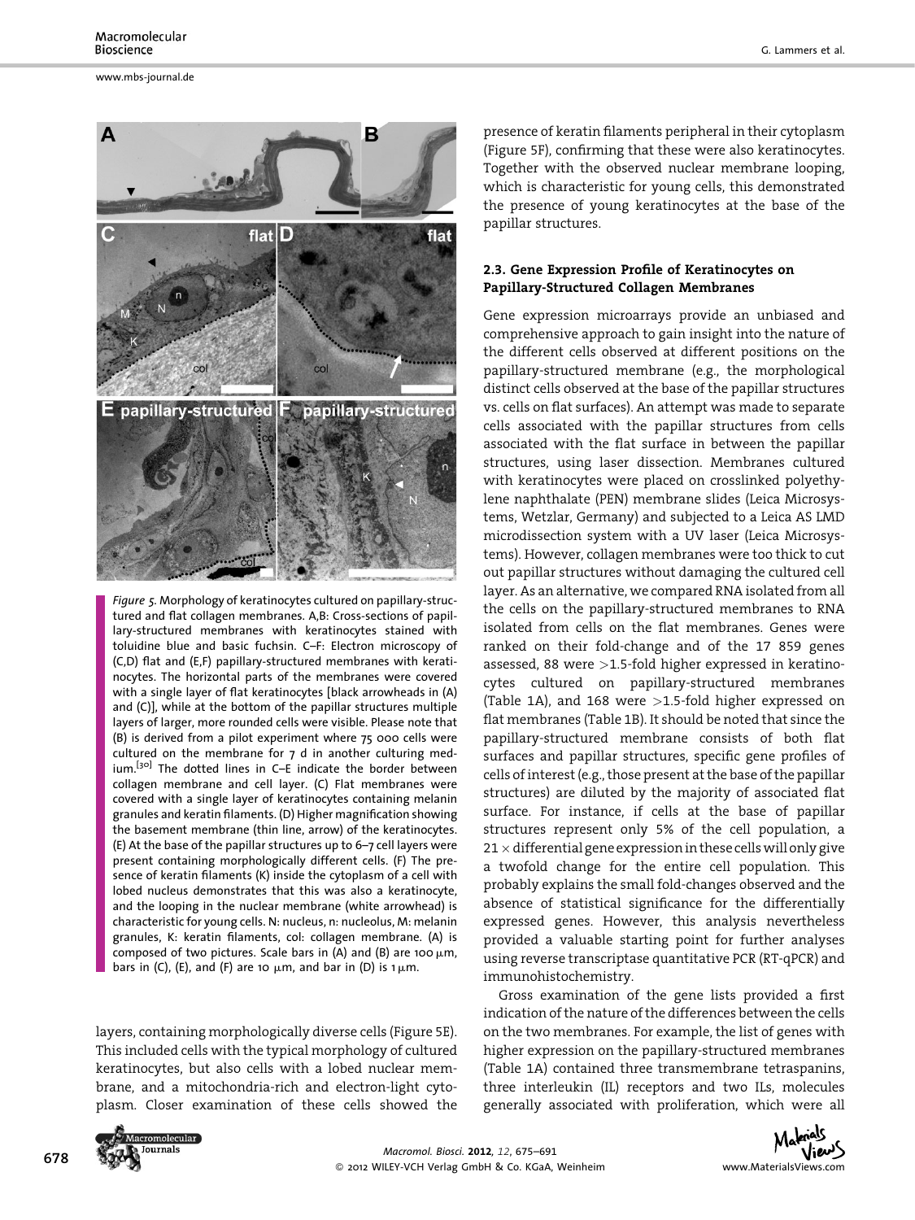*Figure 5.* Morphology of keratinocytes cultured on papillary-structured and flat collagen membranes. A,B: Cross-sections of papillary-structured membranes with keratinocytes stained with toluidine blue and basic fuchsin. C–F: Electron microscopy of (C,D) flat and (E,F) papillary-structured membranes with keratinocytes. The horizontal parts of the membranes were covered with a single layer of flat keratinocytes [black arrowheads in (A) and (C)], while at the bottom of the papillar structures multiple layers of larger, more rounded cells were visible. Please note that (B) is derived from a pilot experiment where 75 000 cells were cultured on the membrane for 7 d in another culturing medium.[30] The dotted lines in C–E indicate the border between collagen membrane and cell layer. (C) Flat membranes were covered with a single layer of keratinocytes containing melanin granules and keratin filaments. (D) Higher magnification showing the basement membrane (thin line, arrow) of the keratinocytes. (E) At the base of the papillar structures up to 6–7 cell layers were present containing morphologically different cells. (F) The presence of keratin filaments (K) inside the cytoplasm of a cell with lobed nucleus demonstrates that this was also a keratinocyte, and the looping in the nuclear membrane (white arrowhead) is characteristic for young cells. N: nucleus, n: nucleolus, M: melanin granules, K: keratin filaments, col: collagen membrane. (A) is composed of two pictures. Scale bars in (A) and (B) are 100 μm, bars in (C), (E), and (F) are 10 μm, and bar in (D) is 1 μm.

layers, containing morphologically diverse cells (Figure 5E). This included cells with the typical morphology of cultured keratinocytes, but also cells with a lobed nuclear membrane, and a mitochondria-rich and electron-light cytoplasm. Closer examination of these cells showed the presence of keratin filaments peripheral in their cytoplasm (Figure 5F), confirming that these were also keratinocytes. Together with the observed nuclear membrane looping, which is characteristic for young cells, this demonstrated the presence of young keratinocytes at the base of the papillar structures.

### 2.3. Gene Expression Profile of Keratinocytes on Papillary-Structured Collagen Membranes

Gene expression microarrays provide an unbiased and comprehensive approach to gain insight into the nature of the different cells observed at different positions on the papillary-structured membrane (e.g., the morphological distinct cells observed at the base of the papillar structures vs. cells on flat surfaces). An attempt was made to separate cells associated with the papillar structures from cells associated with the flat surface in between the papillar structures, using laser dissection. Membranes cultured with keratinocytes were placed on crosslinked polyethylene naphthalate (PEN) membrane slides (Leica Microsystems, Wetzlar, Germany) and subjected to a Leica AS LMD microdissection system with a UV laser (Leica Microsystems). However, collagen membranes were too thick to cut out papillar structures without damaging the cultured cell layer. As an alternative, we compared RNA isolated from all the cells on the papillary-structured membranes to RNA isolated from cells on the flat membranes. Genes were ranked on their fold-change and of the 17 859 genes assessed, 88 were >1.5-fold higher expressed in keratinocytes cultured on papillary-structured membranes (Table 1A), and 168 were >1.5-fold higher expressed on flat membranes (Table 1B). It should be noted that since the papillary-structured membrane consists of both flat surfaces and papillar structures, specific gene profiles of cells of interest (e.g., those present at the base of the papillar structures) are diluted by the majority of associated flat surface. For instance, if cells at the base of papillar structures represent only 5% of the cell population, a 21 × differential gene expression in these cells will only give a twofold change for the entire cell population. This probably explains the small fold-changes observed and the absence of statistical significance for the differentially expressed genes. However, this analysis nevertheless provided a valuable starting point for further analyses using reverse transcriptase quantitative PCR (RT-qPCR) and immunohistochemistry.

Gross examination of the gene lists provided a first indication of the nature of the differences between the cells on the two membranes. For example, the list of genes with higher expression on the papillary-structured membranes (Table 1A) contained three transmembrane tetraspanins, three interleukin (IL) receptors and two ILs, molecules generally associated with proliferation, which were all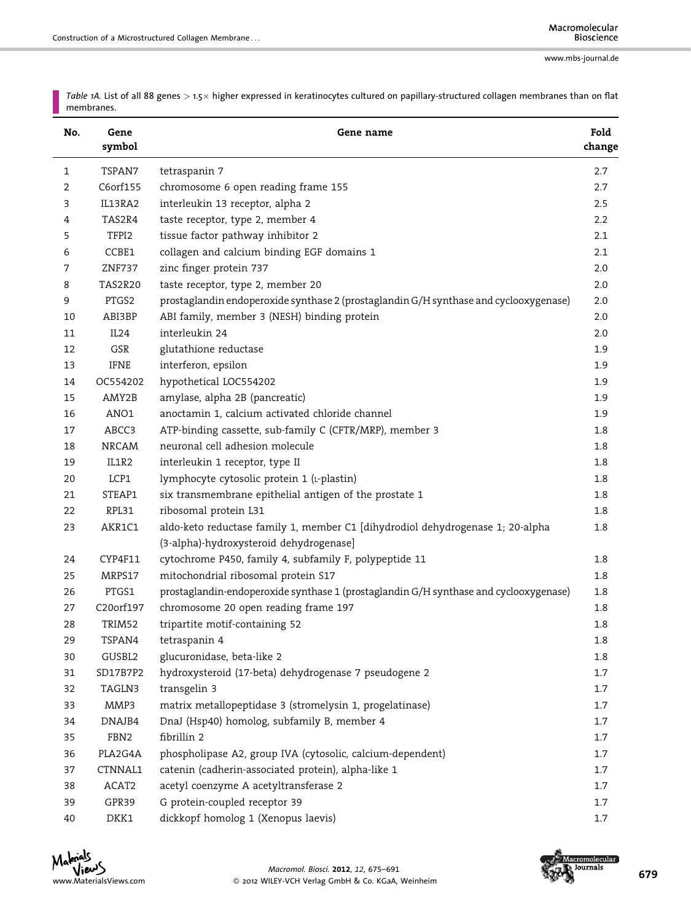*Table 1A.* List of all 88 genes > 1.5× higher expressed in keratinocytes cultured on papillary-structured collagen membranes than on flat membranes.

| No. | Gene symbol | Gene name | Fold change |
|---|---|---|---|
| 1 | TSPAN7 | tetraspanin 7 | 2.7 |
| 2 | C6orf155 | chromosome 6 open reading frame 155 | 2.7 |
| 3 | IL13RA2 | interleukin 13 receptor, alpha 2 | 2.5 |
| 4 | TAS2R4 | taste receptor, type 2, member 4 | 2.2 |
| 5 | TFPI2 | tissue factor pathway inhibitor 2 | 2.1 |
| 6 | CCBE1 | collagen and calcium binding EGF domains 1 | 2.1 |
| 7 | ZNF737 | zinc finger protein 737 | 2.0 |
| 8 | TAS2R20 | taste receptor, type 2, member 20 | 2.0 |
| 9 | PTGS2 | prostaglandin endoperoxide synthase 2 (prostaglandin G/H synthase and cyclooxygenase) | 2.0 |
| 10 | ABI3BP | ABI family, member 3 (NESH) binding protein | 2.0 |
| 11 | IL24 | interleukin 24 | 2.0 |
| 12 | GSR | glutathione reductase | 1.9 |
| 13 | IFNE | interferon, epsilon | 1.9 |
| 14 | OC554202 | hypothetical LOC554202 | 1.9 |
| 15 | AMY2B | amylase, alpha 2B (pancreatic) | 1.9 |
| 16 | ANO1 | anoctamin 1, calcium activated chloride channel | 1.9 |
| 17 | ABCC3 | ATP-binding cassette, sub-family C (CFTR/MRP), member 3 | 1.8 |
| 18 | NRCAM | neuronal cell adhesion molecule | 1.8 |
| 19 | IL1R2 | interleukin 1 receptor, type II | 1.8 |
| 20 | LCP1 | lymphocyte cytosolic protein 1 (L-plastin) | 1.8 |
| 21 | STEAP1 | six transmembrane epithelial antigen of the prostate 1 | 1.8 |
| 22 | RPL31 | ribosomal protein L31 | 1.8 |
| 23 | AKR1C1 | aldo-keto reductase family 1, member C1 [dihydrodiol dehydrogenase 1; 20-alpha (3-alpha)-hydroxysteroid dehydrogenase] | 1.8 |
| 24 | CYP4F11 | cytochrome P450, family 4, subfamily F, polypeptide 11 | 1.8 |
| 25 | MRPS17 | mitochondrial ribosomal protein S17 | 1.8 |
| 26 | PTGS1 | prostaglandin-endoperoxide synthase 1 (prostaglandin G/H synthase and cyclooxygenase) | 1.8 |
| 27 | C20orf197 | chromosome 20 open reading frame 197 | 1.8 |
| 28 | TRIM52 | tripartite motif-containing 52 | 1.8 |
| 29 | TSPAN4 | tetraspanin 4 | 1.8 |
| 30 | GUSBL2 | glucuronidase, beta-like 2 | 1.8 |
| 31 | SD17B7P2 | hydroxysteroid (17-beta) dehydrogenase 7 pseudogene 2 | 1.7 |
| 32 | TAGLN3 | transgelin 3 | 1.7 |
| 33 | MMP3 | matrix metallopeptidase 3 (stromelysin 1, progelatinase) | 1.7 |
| 34 | DNAJB4 | DnaJ (Hsp40) homolog, subfamily B, member 4 | 1.7 |
| 35 | FBN2 | fibrillin 2 | 1.7 |
| 36 | PLA2G4A | phospholipase A2, group IVA (cytosolic, calcium-dependent) | 1.7 |
| 37 | CTNNAL1 | catenin (cadherin-associated protein), alpha-like 1 | 1.7 |
| 38 | ACAT2 | acetyl coenzyme A acetyltransferase 2 | 1.7 |
| 39 | GPR39 | G protein-coupled receptor 39 | 1.7 |
| 40 | DKK1 | dickkopf homolog 1 (Xenopus laevis) | 1.7 |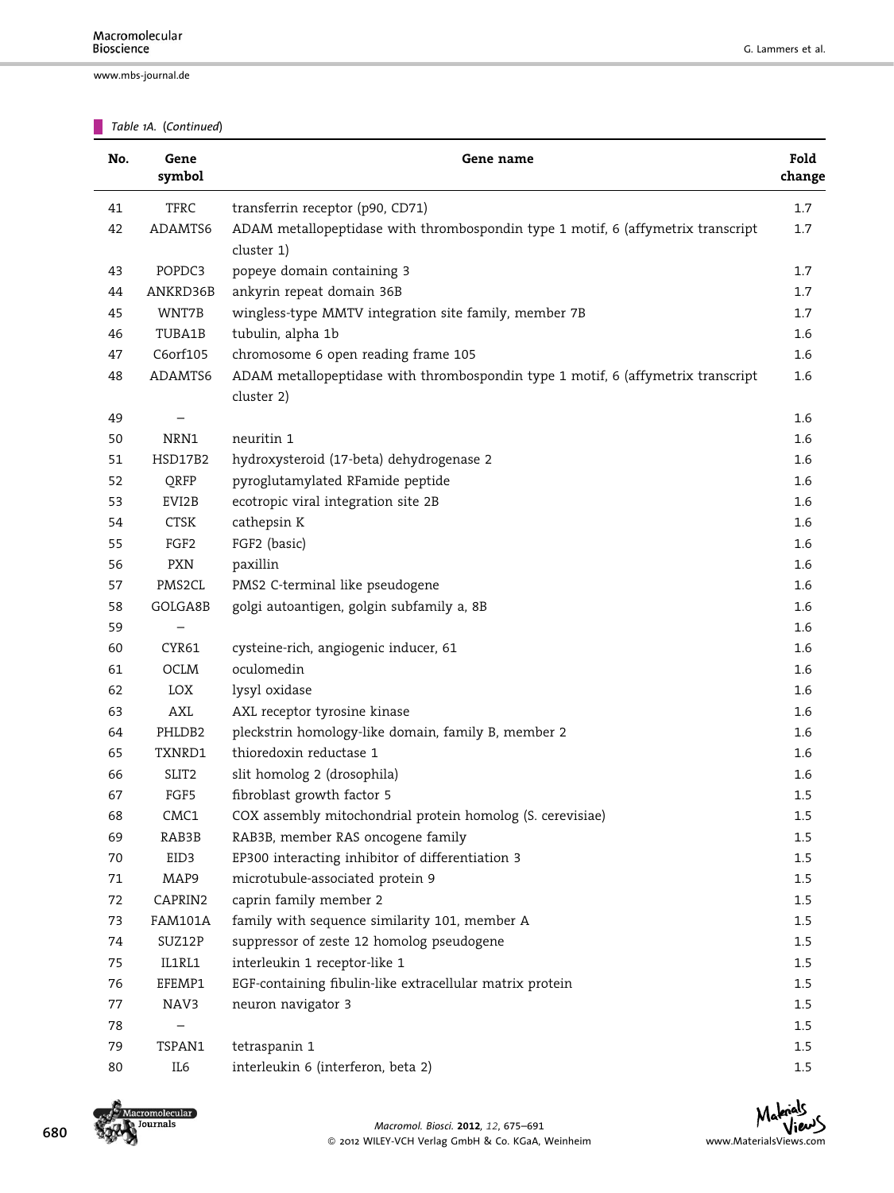*Table 1A. (Continued)*

| No. | Gene symbol | Gene name | Fold change |
|---|---|---|---|
| 41 | TFRC | transferrin receptor (p90, CD71) | 1.7 |
| 42 | ADAMTS6 | ADAM metallopeptidase with thrombospondin type 1 motif, 6 (affymetrix transcript cluster 1) | 1.7 |
| 43 | POPDC3 | popeye domain containing 3 | 1.7 |
| 44 | ANKRD36B | ankyrin repeat domain 36B | 1.7 |
| 45 | WNT7B | wingless-type MMTV integration site family, member 7B | 1.7 |
| 46 | TUBA1B | tubulin, alpha 1b | 1.6 |
| 47 | C6orf105 | chromosome 6 open reading frame 105 | 1.6 |
| 48 | ADAMTS6 | ADAM metallopeptidase with thrombospondin type 1 motif, 6 (affymetrix transcript cluster 2) | 1.6 |
| 49 | – | | 1.6 |
| 50 | NRN1 | neuritin 1 | 1.6 |
| 51 | HSD17B2 | hydroxysteroid (17-beta) dehydrogenase 2 | 1.6 |
| 52 | QRFP | pyroglutamylated RFamide peptide | 1.6 |
| 53 | EVI2B | ecotropic viral integration site 2B | 1.6 |
| 54 | CTSK | cathepsin K | 1.6 |
| 55 | FGF2 | FGF2 (basic) | 1.6 |
| 56 | PXN | paxillin | 1.6 |
| 57 | PMS2CL | PMS2 C-terminal like pseudogene | 1.6 |
| 58 | GOLGA8B | golgi autoantigen, golgin subfamily a, 8B | 1.6 |
| 59 | – | | 1.6 |
| 60 | CYR61 | cysteine-rich, angiogenic inducer, 61 | 1.6 |
| 61 | OCLM | oculomedin | 1.6 |
| 62 | LOX | lysyl oxidase | 1.6 |
| 63 | AXL | AXL receptor tyrosine kinase | 1.6 |
| 64 | PHLDB2 | pleckstrin homology-like domain, family B, member 2 | 1.6 |
| 65 | TXNRD1 | thioredoxin reductase 1 | 1.6 |
| 66 | SLIT2 | slit homolog 2 (drosophila) | 1.6 |
| 67 | FGF5 | fibroblast growth factor 5 | 1.5 |
| 68 | CMC1 | COX assembly mitochondrial protein homolog (S. cerevisiae) | 1.5 |
| 69 | RAB3B | RAB3B, member RAS oncogene family | 1.5 |
| 70 | EID3 | EP300 interacting inhibitor of differentiation 3 | 1.5 |
| 71 | MAP9 | microtubule-associated protein 9 | 1.5 |
| 72 | CAPRIN2 | caprin family member 2 | 1.5 |
| 73 | FAM101A | family with sequence similarity 101, member A | 1.5 |
| 74 | SUZ12P | suppressor of zeste 12 homolog pseudogene | 1.5 |
| 75 | IL1RL1 | interleukin 1 receptor-like 1 | 1.5 |
| 76 | EFEMP1 | EGF-containing fibulin-like extracellular matrix protein | 1.5 |
| 77 | NAV3 | neuron navigator 3 | 1.5 |
| 78 | – | | 1.5 |
| 79 | TSPAN1 | tetraspanin 1 | 1.5 |
| 80 | IL6 | interleukin 6 (interferon, beta 2) | 1.5 |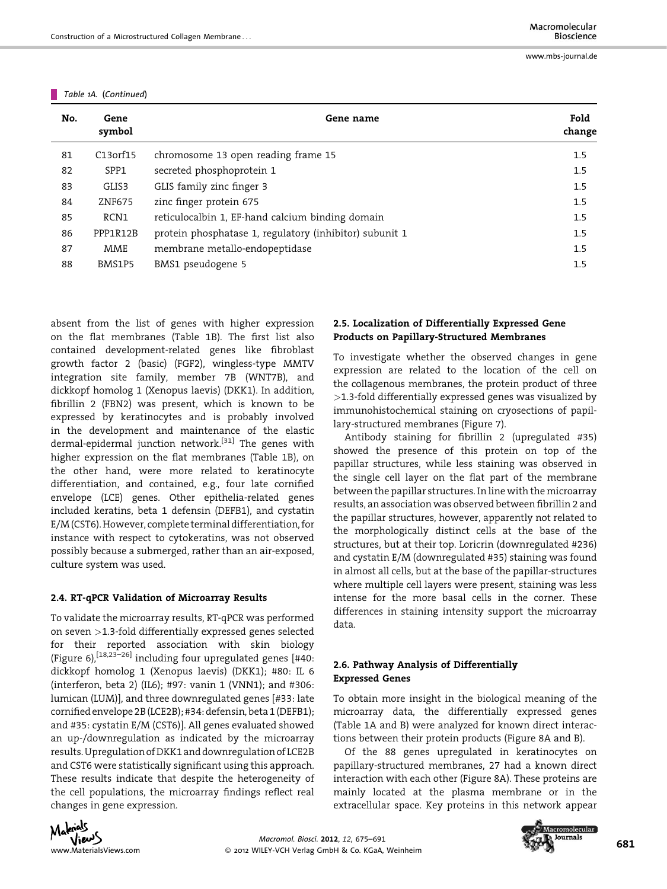*Table 1A. (Continued)*

| No. | Gene symbol | Gene name | Fold change |
|---|---|---|---|
| 81 | C13orf15 | chromosome 13 open reading frame 15 | 1.5 |
| 82 | SPP1 | secreted phosphoprotein 1 | 1.5 |
| 83 | GLIS3 | GLIS family zinc finger 3 | 1.5 |
| 84 | ZNF675 | zinc finger protein 675 | 1.5 |
| 85 | RCN1 | reticulocalbin 1, EF-hand calcium binding domain | 1.5 |
| 86 | PPP1R12B | protein phosphatase 1, regulatory (inhibitor) subunit 1 | 1.5 |
| 87 | MME | membrane metallo-endopeptidase | 1.5 |
| 88 | BMS1P5 | BMS1 pseudogene 5 | 1.5 |

absent from the list of genes with higher expression on the flat membranes (Table 1B). The first list also contained development-related genes like fibroblast growth factor 2 (basic) (FGF2), wingless-type MMTV integration site family, member 7B (WNT7B), and dickkopf homolog 1 (Xenopus laevis) (DKK1). In addition, fibrillin 2 (FBN2) was present, which is known to be expressed by keratinocytes and is probably involved in the development and maintenance of the elastic dermal-epidermal junction network.[31] The genes with higher expression on the flat membranes (Table 1B), on the other hand, were more related to keratinocyte differentiation, and contained, e.g., four late cornified envelope (LCE) genes. Other epithelia-related genes included keratins, beta 1 defensin (DEFB1), and cystatin E/M (CST6). However, complete terminal differentiation, for instance with respect to cytokeratins, was not observed possibly because a submerged, rather than an air-exposed, culture system was used.

### 2.4. RT-qPCR Validation of Microarray Results

To validate the microarray results, RT-qPCR was performed on seven >1.3-fold differentially expressed genes selected for their reported association with skin biology (Figure 6),[18,23–26] including four upregulated genes [#40: dickkopf homolog 1 (Xenopus laevis) (DKK1); #80: IL 6 (interferon, beta 2) (IL6); #97: vanin 1 (VNN1); and #306: lumican (LUM)], and three downregulated genes [#33: late cornified envelope 2B (LCE2B); #34: defensin, beta 1 (DEFB1); and #35: cystatin E/M (CST6)]. All genes evaluated showed an up-/downregulation as indicated by the microarray results. Upregulation of DKK1 and downregulation of LCE2B and CST6 were statistically significant using this approach. These results indicate that despite the heterogeneity of the cell populations, the microarray findings reflect real changes in gene expression.

### 2.5. Localization of Differentially Expressed Gene Products on Papillary-Structured Membranes

To investigate whether the observed changes in gene expression are related to the location of the cell on the collagenous membranes, the protein product of three >1.3-fold differentially expressed genes was visualized by immunohistochemical staining on cryosections of papillary-structured membranes (Figure 7).

Antibody staining for fibrillin 2 (upregulated #35) showed the presence of this protein on top of the papillar structures, while less staining was observed in the single cell layer on the flat part of the membrane between the papillar structures. In line with the microarray results, an association was observed between fibrillin 2 and the papillar structures, however, apparently not related to the morphologically distinct cells at the base of the structures, but at their top. Loricrin (downregulated #236) and cystatin E/M (downregulated #35) staining was found in almost all cells, but at the base of the papillar-structures where multiple cell layers were present, staining was less intense for the more basal cells in the corner. These differences in staining intensity support the microarray data.

### 2.6. Pathway Analysis of Differentially Expressed Genes

To obtain more insight in the biological meaning of the microarray data, the differentially expressed genes (Table 1A and B) were analyzed for known direct interactions between their protein products (Figure 8A and B).

Of the 88 genes upregulated in keratinocytes on papillary-structured membranes, 27 had a known direct interaction with each other (Figure 8A). These proteins are mainly located at the plasma membrane or in the extracellular space. Key proteins in this network appear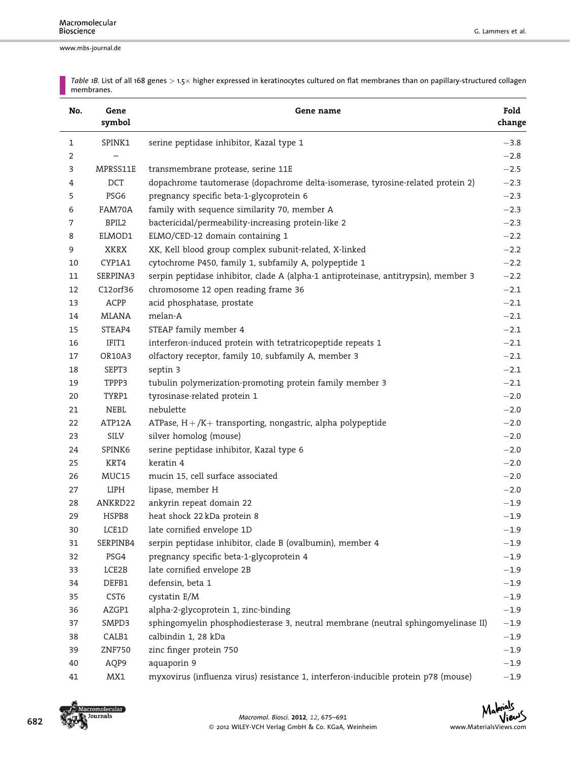*Table 1B.* List of all 168 genes > 1.5× higher expressed in keratinocytes cultured on flat membranes than on papillary-structured collagen membranes.

| No. | Gene symbol | Gene name | Fold change |
|---|---|---|---|
| 1 | SPINK1 | serine peptidase inhibitor, Kazal type 1 | −3.8 |
| 2 | – | | −2.8 |
| 3 | MPRSS11E | transmembrane protease, serine 11E | −2.5 |
| 4 | DCT | dopachrome tautomerase (dopachrome delta-isomerase, tyrosine-related protein 2) | −2.3 |
| 5 | PSG6 | pregnancy specific beta-1-glycoprotein 6 | −2.3 |
| 6 | FAM70A | family with sequence similarity 70, member A | −2.3 |
| 7 | BPIL2 | bactericidal/permeability-increasing protein-like 2 | −2.3 |
| 8 | ELMOD1 | ELMO/CED-12 domain containing 1 | −2.2 |
| 9 | XKRX | XK, Kell blood group complex subunit-related, X-linked | −2.2 |
| 10 | CYP1A1 | cytochrome P450, family 1, subfamily A, polypeptide 1 | −2.2 |
| 11 | SERPINA3 | serpin peptidase inhibitor, clade A (alpha-1 antiproteinase, antitrypsin), member 3 | −2.2 |
| 12 | C12orf36 | chromosome 12 open reading frame 36 | −2.1 |
| 13 | ACPP | acid phosphatase, prostate | −2.1 |
| 14 | MLANA | melan-A | −2.1 |
| 15 | STEAP4 | STEAP family member 4 | −2.1 |
| 16 | IFIT1 | interferon-induced protein with tetratricopeptide repeats 1 | −2.1 |
| 17 | OR10A3 | olfactory receptor, family 10, subfamily A, member 3 | −2.1 |
| 18 | SEPT3 | septin 3 | −2.1 |
| 19 | TPPP3 | tubulin polymerization-promoting protein family member 3 | −2.1 |
| 20 | TYRP1 | tyrosinase-related protein 1 | −2.0 |
| 21 | NEBL | nebulette | −2.0 |
| 22 | ATP12A | ATPase, H+/K+ transporting, nongastric, alpha polypeptide | −2.0 |
| 23 | SILV | silver homolog (mouse) | −2.0 |
| 24 | SPINK6 | serine peptidase inhibitor, Kazal type 6 | −2.0 |
| 25 | KRT4 | keratin 4 | −2.0 |
| 26 | MUC15 | mucin 15, cell surface associated | −2.0 |
| 27 | LIPH | lipase, member H | −2.0 |
| 28 | ANKRD22 | ankyrin repeat domain 22 | −1.9 |
| 29 | HSPB8 | heat shock 22 kDa protein 8 | −1.9 |
| 30 | LCE1D | late cornified envelope 1D | −1.9 |
| 31 | SERPINB4 | serpin peptidase inhibitor, clade B (ovalbumin), member 4 | −1.9 |
| 32 | PSG4 | pregnancy specific beta-1-glycoprotein 4 | −1.9 |
| 33 | LCE2B | late cornified envelope 2B | −1.9 |
| 34 | DEFB1 | defensin, beta 1 | −1.9 |
| 35 | CST6 | cystatin E/M | −1.9 |
| 36 | AZGP1 | alpha-2-glycoprotein 1, zinc-binding | −1.9 |
| 37 | SMPD3 | sphingomyelin phosphodiesterase 3, neutral membrane (neutral sphingomyelinase II) | −1.9 |
| 38 | CALB1 | calbindin 1, 28 kDa | −1.9 |
| 39 | ZNF750 | zinc finger protein 750 | −1.9 |
| 40 | AQP9 | aquaporin 9 | −1.9 |
| 41 | MX1 | myxovirus (influenza virus) resistance 1, interferon-inducible protein p78 (mouse) | −1.9 |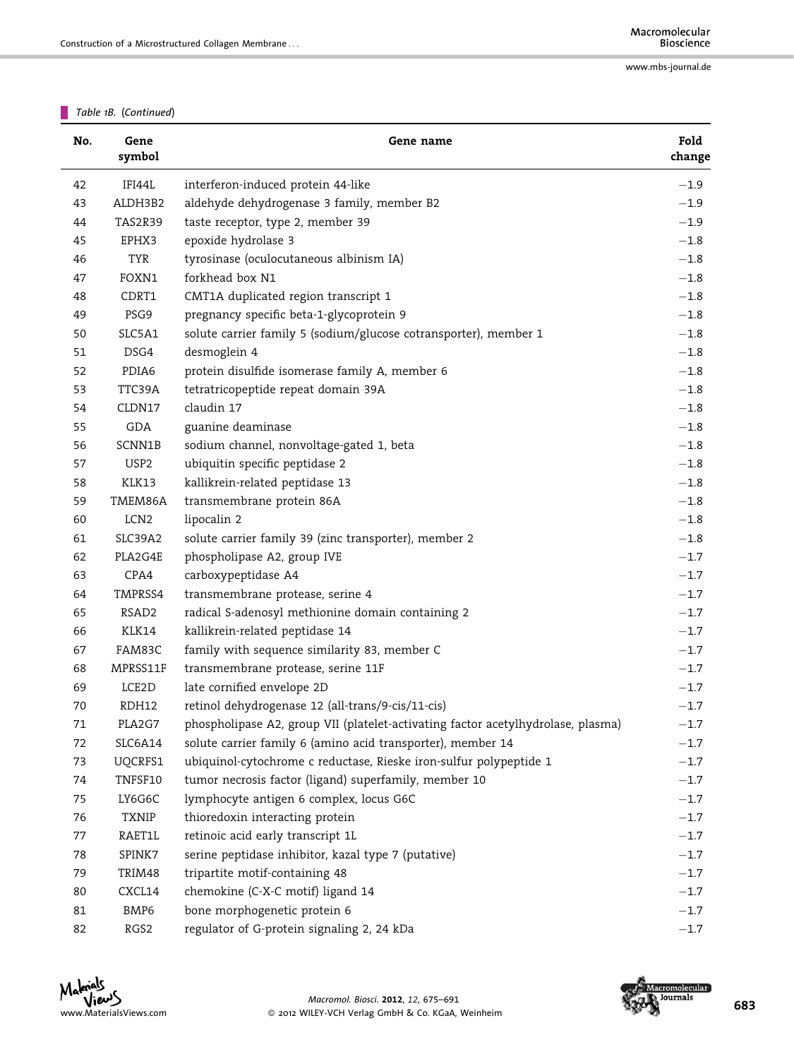*Table 1B. (Continued)*

| No. | Gene symbol | Gene name | Fold change |
|---|---|---|---|
| 42 | IFI44L | interferon-induced protein 44-like | −1.9 |
| 43 | ALDH3B2 | aldehyde dehydrogenase 3 family, member B2 | −1.9 |
| 44 | TAS2R39 | taste receptor, type 2, member 39 | −1.9 |
| 45 | EPHX3 | epoxide hydrolase 3 | −1.8 |
| 46 | TYR | tyrosinase (oculocutaneous albinism IA) | −1.8 |
| 47 | FOXN1 | forkhead box N1 | −1.8 |
| 48 | CDRT1 | CMT1A duplicated region transcript 1 | −1.8 |
| 49 | PSG9 | pregnancy specific beta-1-glycoprotein 9 | −1.8 |
| 50 | SLC5A1 | solute carrier family 5 (sodium/glucose cotransporter), member 1 | −1.8 |
| 51 | DSG4 | desmoglein 4 | −1.8 |
| 52 | PDIA6 | protein disulfide isomerase family A, member 6 | −1.8 |
| 53 | TTC39A | tetratricopeptide repeat domain 39A | −1.8 |
| 54 | CLDN17 | claudin 17 | −1.8 |
| 55 | GDA | guanine deaminase | −1.8 |
| 56 | SCNN1B | sodium channel, nonvoltage-gated 1, beta | −1.8 |
| 57 | USP2 | ubiquitin specific peptidase 2 | −1.8 |
| 58 | KLK13 | kallikrein-related peptidase 13 | −1.8 |
| 59 | TMEM86A | transmembrane protein 86A | −1.8 |
| 60 | LCN2 | lipocalin 2 | −1.8 |
| 61 | SLC39A2 | solute carrier family 39 (zinc transporter), member 2 | −1.8 |
| 62 | PLA2G4E | phospholipase A2, group IVE | −1.7 |
| 63 | CPA4 | carboxypeptidase A4 | −1.7 |
| 64 | TMPRSS4 | transmembrane protease, serine 4 | −1.7 |
| 65 | RSAD2 | radical S-adenosyl methionine domain containing 2 | −1.7 |
| 66 | KLK14 | kallikrein-related peptidase 14 | −1.7 |
| 67 | FAM83C | family with sequence similarity 83, member C | −1.7 |
| 68 | MPRSS11F | transmembrane protease, serine 11F | −1.7 |
| 69 | LCE2D | late cornified envelope 2D | −1.7 |
| 70 | RDH12 | retinol dehydrogenase 12 (all-trans/9-cis/11-cis) | −1.7 |
| 71 | PLA2G7 | phospholipase A2, group VII (platelet-activating factor acetylhydrolase, plasma) | −1.7 |
| 72 | SLC6A14 | solute carrier family 6 (amino acid transporter), member 14 | −1.7 |
| 73 | UQCRFS1 | ubiquinol-cytochrome c reductase, Rieske iron-sulfur polypeptide 1 | −1.7 |
| 74 | TNFSF10 | tumor necrosis factor (ligand) superfamily, member 10 | −1.7 |
| 75 | LY6G6C | lymphocyte antigen 6 complex, locus G6C | −1.7 |
| 76 | TXNIP | thioredoxin interacting protein | −1.7 |
| 77 | RAET1L | retinoic acid early transcript 1L | −1.7 |
| 78 | SPINK7 | serine peptidase inhibitor, kazal type 7 (putative) | −1.7 |
| 79 | TRIM48 | tripartite motif-containing 48 | −1.7 |
| 80 | CXCL14 | chemokine (C-X-C motif) ligand 14 | −1.7 |
| 81 | BMP6 | bone morphogenetic protein 6 | −1.7 |
| 82 | RGS2 | regulator of G-protein signaling 2, 24 kDa | −1.7 |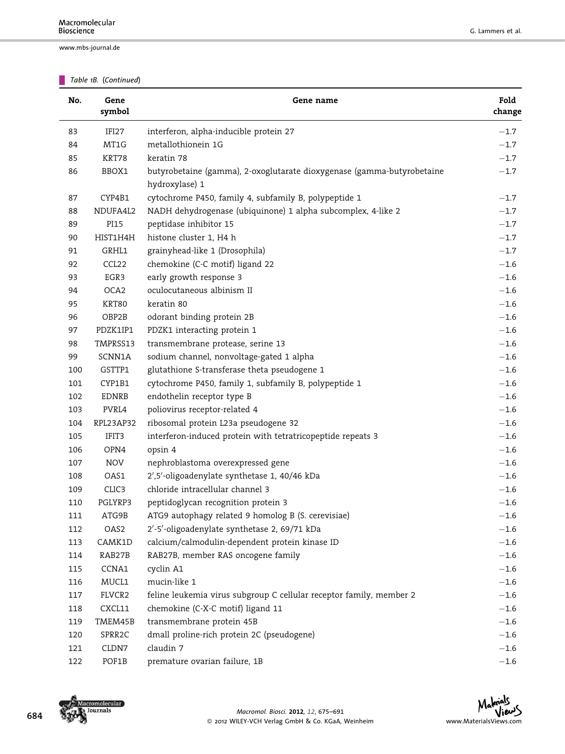*Table 1B. (Continued)*

| No. | Gene symbol | Gene name | Fold change |
|---|---|---|---|
| 83 | IFI27 | interferon, alpha-inducible protein 27 | −1.7 |
| 84 | MT1G | metallothionein 1G | −1.7 |
| 85 | KRT78 | keratin 78 | −1.7 |
| 86 | BBOX1 | butyrobetaine (gamma), 2-oxoglutarate dioxygenase (gamma-butyrobetaine hydroxylase) 1 | −1.7 |
| 87 | CYP4B1 | cytochrome P450, family 4, subfamily B, polypeptide 1 | −1.7 |
| 88 | NDUFA4L2 | NADH dehydrogenase (ubiquinone) 1 alpha subcomplex, 4-like 2 | −1.7 |
| 89 | PI15 | peptidase inhibitor 15 | −1.7 |
| 90 | HIST1H4H | histone cluster 1, H4 h | −1.7 |
| 91 | GRHL1 | grainyhead-like 1 (Drosophila) | −1.7 |
| 92 | CCL22 | chemokine (C-C motif) ligand 22 | −1.6 |
| 93 | EGR3 | early growth response 3 | −1.6 |
| 94 | OCA2 | oculocutaneous albinism II | −1.6 |
| 95 | KRT80 | keratin 80 | −1.6 |
| 96 | OBP2B | odorant binding protein 2B | −1.6 |
| 97 | PDZK1IP1 | PDZK1 interacting protein 1 | −1.6 |
| 98 | TMPRSS13 | transmembrane protease, serine 13 | −1.6 |
| 99 | SCNN1A | sodium channel, nonvoltage-gated 1 alpha | −1.6 |
| 100 | GSTTP1 | glutathione S-transferase theta pseudogene 1 | −1.6 |
| 101 | CYP1B1 | cytochrome P450, family 1, subfamily B, polypeptide 1 | −1.6 |
| 102 | EDNRB | endothelin receptor type B | −1.6 |
| 103 | PVRL4 | poliovirus receptor-related 4 | −1.6 |
| 104 | RPL23AP32 | ribosomal protein L23a pseudogene 32 | −1.6 |
| 105 | IFIT3 | interferon-induced protein with tetratricopeptide repeats 3 | −1.6 |
| 106 | OPN4 | opsin 4 | −1.6 |
| 107 | NOV | nephroblastoma overexpressed gene | −1.6 |
| 108 | OAS1 | 2′,5′-oligoadenylate synthetase 1, 40/46 kDa | −1.6 |
| 109 | CLIC3 | chloride intracellular channel 3 | −1.6 |
| 110 | PGLYRP3 | peptidoglycan recognition protein 3 | −1.6 |
| 111 | ATG9B | ATG9 autophagy related 9 homolog B (S. cerevisiae) | −1.6 |
| 112 | OAS2 | 2′-5′-oligoadenylate synthetase 2, 69/71 kDa | −1.6 |
| 113 | CAMK1D | calcium/calmodulin-dependent protein kinase ID | −1.6 |
| 114 | RAB27B | RAB27B, member RAS oncogene family | −1.6 |
| 115 | CCNA1 | cyclin A1 | −1.6 |
| 116 | MUCL1 | mucin-like 1 | −1.6 |
| 117 | FLVCR2 | feline leukemia virus subgroup C cellular receptor family, member 2 | −1.6 |
| 118 | CXCL11 | chemokine (C-X-C motif) ligand 11 | −1.6 |
| 119 | TMEM45B | transmembrane protein 45B | −1.6 |
| 120 | SPRR2C | dmall proline-rich protein 2C (pseudogene) | −1.6 |
| 121 | CLDN7 | claudin 7 | −1.6 |
| 122 | POF1B | premature ovarian failure, 1B | −1.6 |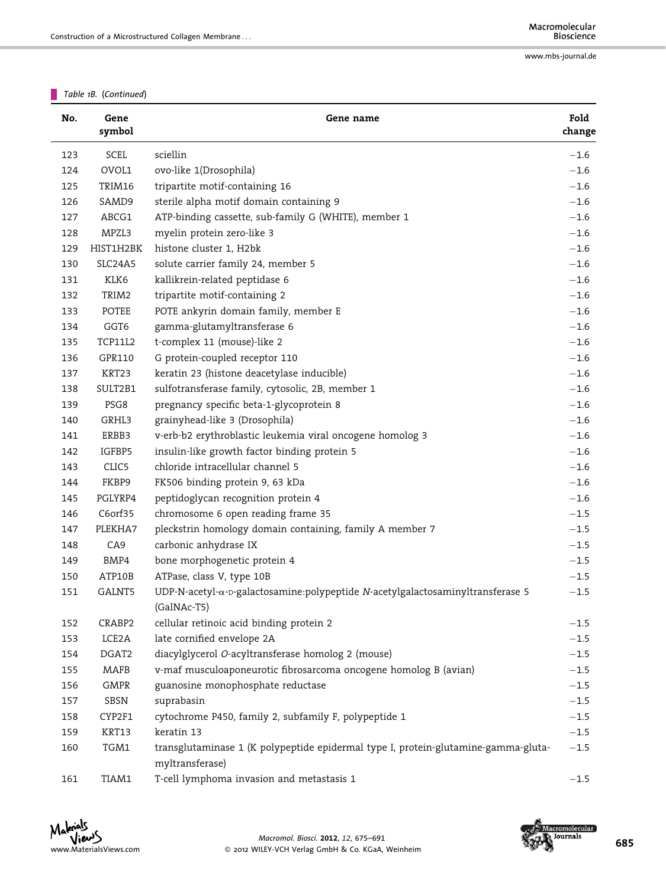*Table 1B. (Continued)*

| No. | Gene symbol | Gene name | Fold change |
|---|---|---|---|
| 123 | SCEL | sciellin | −1.6 |
| 124 | OVOL1 | ovo-like 1(Drosophila) | −1.6 |
| 125 | TRIM16 | tripartite motif-containing 16 | −1.6 |
| 126 | SAMD9 | sterile alpha motif domain containing 9 | −1.6 |
| 127 | ABCG1 | ATP-binding cassette, sub-family G (WHITE), member 1 | −1.6 |
| 128 | MPZL3 | myelin protein zero-like 3 | −1.6 |
| 129 | HIST1H2BK | histone cluster 1, H2bk | −1.6 |
| 130 | SLC24A5 | solute carrier family 24, member 5 | −1.6 |
| 131 | KLK6 | kallikrein-related peptidase 6 | −1.6 |
| 132 | TRIM2 | tripartite motif-containing 2 | −1.6 |
| 133 | POTEE | POTE ankyrin domain family, member E | −1.6 |
| 134 | GGT6 | gamma-glutamyltransferase 6 | −1.6 |
| 135 | TCP11L2 | t-complex 11 (mouse)-like 2 | −1.6 |
| 136 | GPR110 | G protein-coupled receptor 110 | −1.6 |
| 137 | KRT23 | keratin 23 (histone deacetylase inducible) | −1.6 |
| 138 | SULT2B1 | sulfotransferase family, cytosolic, 2B, member 1 | −1.6 |
| 139 | PSG8 | pregnancy specific beta-1-glycoprotein 8 | −1.6 |
| 140 | GRHL3 | grainyhead-like 3 (Drosophila) | −1.6 |
| 141 | ERBB3 | v-erb-b2 erythroblastic leukemia viral oncogene homolog 3 | −1.6 |
| 142 | IGFBP5 | insulin-like growth factor binding protein 5 | −1.6 |
| 143 | CLIC5 | chloride intracellular channel 5 | −1.6 |
| 144 | FKBP9 | FK506 binding protein 9, 63 kDa | −1.6 |
| 145 | PGLYRP4 | peptidoglycan recognition protein 4 | −1.6 |
| 146 | C6orf35 | chromosome 6 open reading frame 35 | −1.5 |
| 147 | PLEKHA7 | pleckstrin homology domain containing, family A member 7 | −1.5 |
| 148 | CA9 | carbonic anhydrase IX | −1.5 |
| 149 | BMP4 | bone morphogenetic protein 4 | −1.5 |
| 150 | ATP10B | ATPase, class V, type 10B | −1.5 |
| 151 | GALNT5 | UDP-N-acetyl-α-D-galactosamine:polypeptide *N*-acetylgalactosaminyltransferase 5 (GalNAc-T5) | −1.5 |
| 152 | CRABP2 | cellular retinoic acid binding protein 2 | −1.5 |
| 153 | LCE2A | late cornified envelope 2A | −1.5 |
| 154 | DGAT2 | diacylglycerol *O*-acyltransferase homolog 2 (mouse) | −1.5 |
| 155 | MAFB | v-maf musculoaponeurotic fibrosarcoma oncogene homolog B (avian) | −1.5 |
| 156 | GMPR | guanosine monophosphate reductase | −1.5 |
| 157 | SBSN | suprabasin | −1.5 |
| 158 | CYP2F1 | cytochrome P450, family 2, subfamily F, polypeptide 1 | −1.5 |
| 159 | KRT13 | keratin 13 | −1.5 |
| 160 | TGM1 | transglutaminase 1 (K polypeptide epidermal type I, protein-glutamine-gamma-glutamyltransferase) | −1.5 |
| 161 | TIAM1 | T-cell lymphoma invasion and metastasis 1 | −1.5 |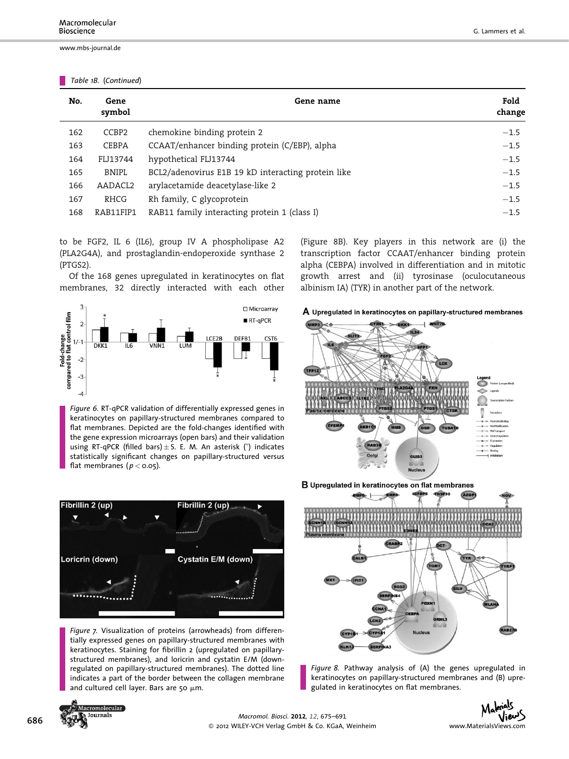*Table 1B. (Continued)*

| No. | Gene symbol | Gene name | Fold change |
|---|---|---|---|
| 162 | CCBP2 | chemokine binding protein 2 | −1.5 |
| 163 | CEBPA | CCAAT/enhancer binding protein (C/EBP), alpha | −1.5 |
| 164 | FLJ13744 | hypothetical FLJ13744 | −1.5 |
| 165 | BNIPL | BCL2/adenovirus E1B 19 kD interacting protein like | −1.5 |
| 166 | AADACL2 | arylacetamide deacetylase-like 2 | −1.5 |
| 167 | RHCG | Rh family, C glycoprotein | −1.5 |
| 168 | RAB11FIP1 | RAB11 family interacting protein 1 (class I) | −1.5 |

to be FGF2, IL 6 (IL6), group IV A phospholipase A2 (PLA2G4A), and prostaglandin-endoperoxide synthase 2 (PTGS2).

Of the 168 genes upregulated in keratinocytes on flat membranes, 32 directly interacted with each other (Figure 8B). Key players in this network are (i) the transcription factor CCAAT/enhancer binding protein alpha (CEBPA) involved in differentiation and in mitotic growth arrest and (ii) tyrosinase (oculocutaneous albinism IA) (TYR) in another part of the network.

*Figure 6.* RT-qPCR validation of differentially expressed genes in keratinocytes on papillary-structured membranes compared to flat membranes. Depicted are the fold-changes identified with the gene expression microarrays (open bars) and their validation using RT-qPCR (filled bars) ± S. E. M. An asterisk (*) indicates statistically significant changes on papillary-structured versus flat membranes ($p < 0.05$).

*Figure 7.* Visualization of proteins (arrowheads) from differentially expressed genes on papillary-structured membranes with keratinocytes. Staining for fibrillin 2 (upregulated on papillary-structured membranes), and loricrin and cystatin E/M (down-regulated on papillary-structured membranes). The dotted line indicates a part of the border between the collagen membrane and cultured cell layer. Bars are 50 μm.

*Figure 8.* Pathway analysis of (A) the genes upregulated in keratinocytes on papillary-structured membranes and (B) upregulated in keratinocytes on flat membranes.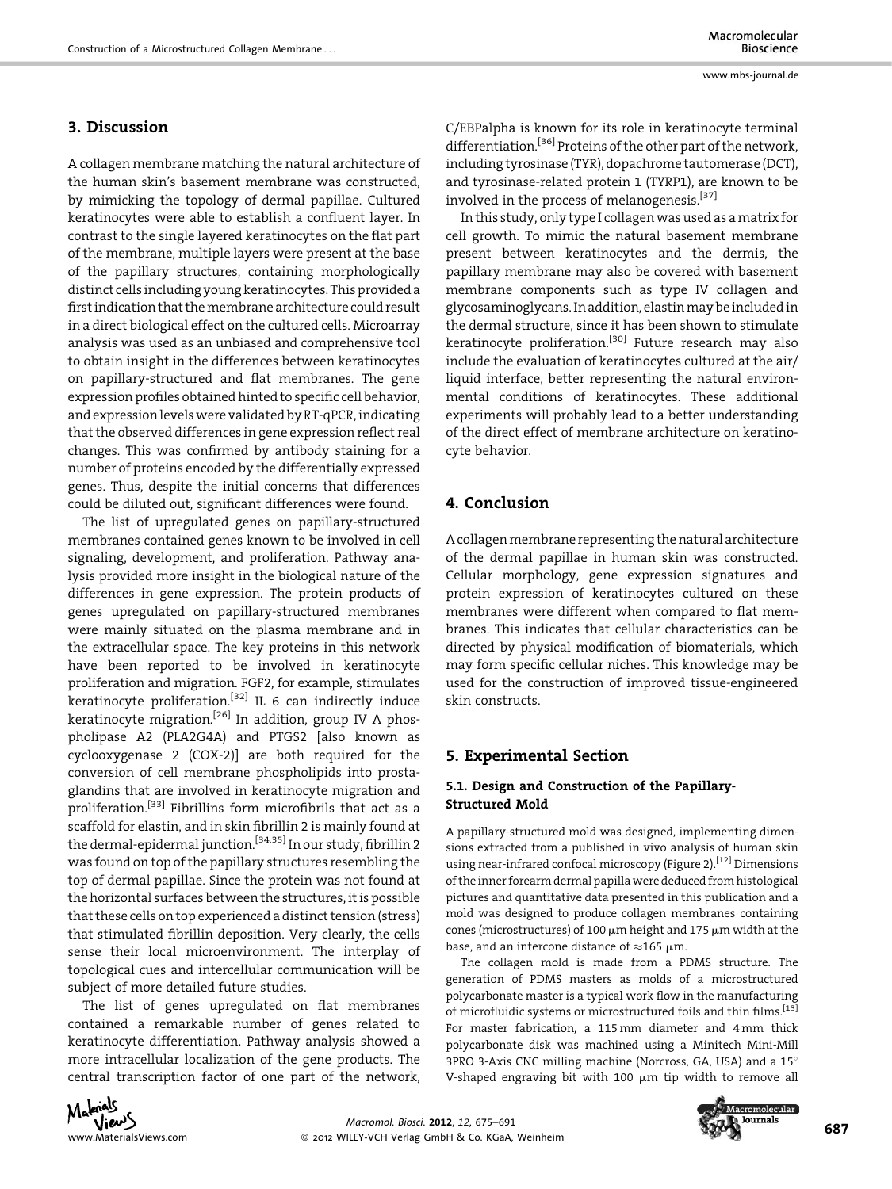## 3. Discussion

A collagen membrane matching the natural architecture of the human skin's basement membrane was constructed, by mimicking the topology of dermal papillae. Cultured keratinocytes were able to establish a confluent layer. In contrast to the single layered keratinocytes on the flat part of the membrane, multiple layers were present at the base of the papillary structures, containing morphologically distinct cells including young keratinocytes. This provided a first indication that the membrane architecture could result in a direct biological effect on the cultured cells. Microarray analysis was used as an unbiased and comprehensive tool to obtain insight in the differences between keratinocytes on papillary-structured and flat membranes. The gene expression profiles obtained hinted to specific cell behavior, and expression levels were validated by RT-qPCR, indicating that the observed differences in gene expression reflect real changes. This was confirmed by antibody staining for a number of proteins encoded by the differentially expressed genes. Thus, despite the initial concerns that differences could be diluted out, significant differences were found.

The list of upregulated genes on papillary-structured membranes contained genes known to be involved in cell signaling, development, and proliferation. Pathway analysis provided more insight in the biological nature of the differences in gene expression. The protein products of genes upregulated on papillary-structured membranes were mainly situated on the plasma membrane and in the extracellular space. The key proteins in this network have been reported to be involved in keratinocyte proliferation and migration. FGF2, for example, stimulates keratinocyte proliferation.[32] IL 6 can indirectly induce keratinocyte migration.[26] In addition, group IV A phospholipase A2 (PLA2G4A) and PTGS2 [also known as cyclooxygenase 2 (COX-2)] are both required for the conversion of cell membrane phospholipids into prostaglandins that are involved in keratinocyte migration and proliferation.[33] Fibrillins form microfibrils that act as a scaffold for elastin, and in skin fibrillin 2 is mainly found at the dermal-epidermal junction.[34,35] In our study, fibrillin 2 was found on top of the papillary structures resembling the top of dermal papillae. Since the protein was not found at the horizontal surfaces between the structures, it is possible that these cells on top experienced a distinct tension (stress) that stimulated fibrillin deposition. Very clearly, the cells sense their local microenvironment. The interplay of topological cues and intercellular communication will be subject of more detailed future studies.

The list of genes upregulated on flat membranes contained a remarkable number of genes related to keratinocyte differentiation. Pathway analysis showed a more intracellular localization of the gene products. The central transcription factor of one part of the network, C/EBPalpha is known for its role in keratinocyte terminal differentiation.[36] Proteins of the other part of the network, including tyrosinase (TYR), dopachrome tautomerase (DCT), and tyrosinase-related protein 1 (TYRP1), are known to be involved in the process of melanogenesis.[37]

In this study, only type I collagen was used as a matrix for cell growth. To mimic the natural basement membrane present between keratinocytes and the dermis, the papillary membrane may also be covered with basement membrane components such as type IV collagen and glycosaminoglycans. In addition, elastin may be included in the dermal structure, since it has been shown to stimulate keratinocyte proliferation.[30] Future research may also include the evaluation of keratinocytes cultured at the air/liquid interface, better representing the natural environmental conditions of keratinocytes. These additional experiments will probably lead to a better understanding of the direct effect of membrane architecture on keratinocyte behavior.

## 4. Conclusion

A collagen membrane representing the natural architecture of the dermal papillae in human skin was constructed. Cellular morphology, gene expression signatures and protein expression of keratinocytes cultured on these membranes were different when compared to flat membranes. This indicates that cellular characteristics can be directed by physical modification of biomaterials, which may form specific cellular niches. This knowledge may be used for the construction of improved tissue-engineered skin constructs.

## 5. Experimental Section

### 5.1. Design and Construction of the Papillary-Structured Mold

A papillary-structured mold was designed, implementing dimensions extracted from a published in vivo analysis of human skin using near-infrared confocal microscopy (Figure 2).[12] Dimensions of the inner forearm dermal papilla were deduced from histological pictures and quantitative data presented in this publication and a mold was designed to produce collagen membranes containing cones (microstructures) of 100 μm height and 175 μm width at the base, and an intercone distance of ≈165 μm.

The collagen mold is made from a PDMS structure. The generation of PDMS masters as molds of a microstructured polycarbonate master is a typical work flow in the manufacturing of microfluidic systems or microstructured foils and thin films.[13] For master fabrication, a 115 mm diameter and 4 mm thick polycarbonate disk was machined using a Minitech Mini-Mill 3PRO 3-Axis CNC milling machine (Norcross, GA, USA) and a 15° V-shaped engraving bit with 100 μm tip width to remove all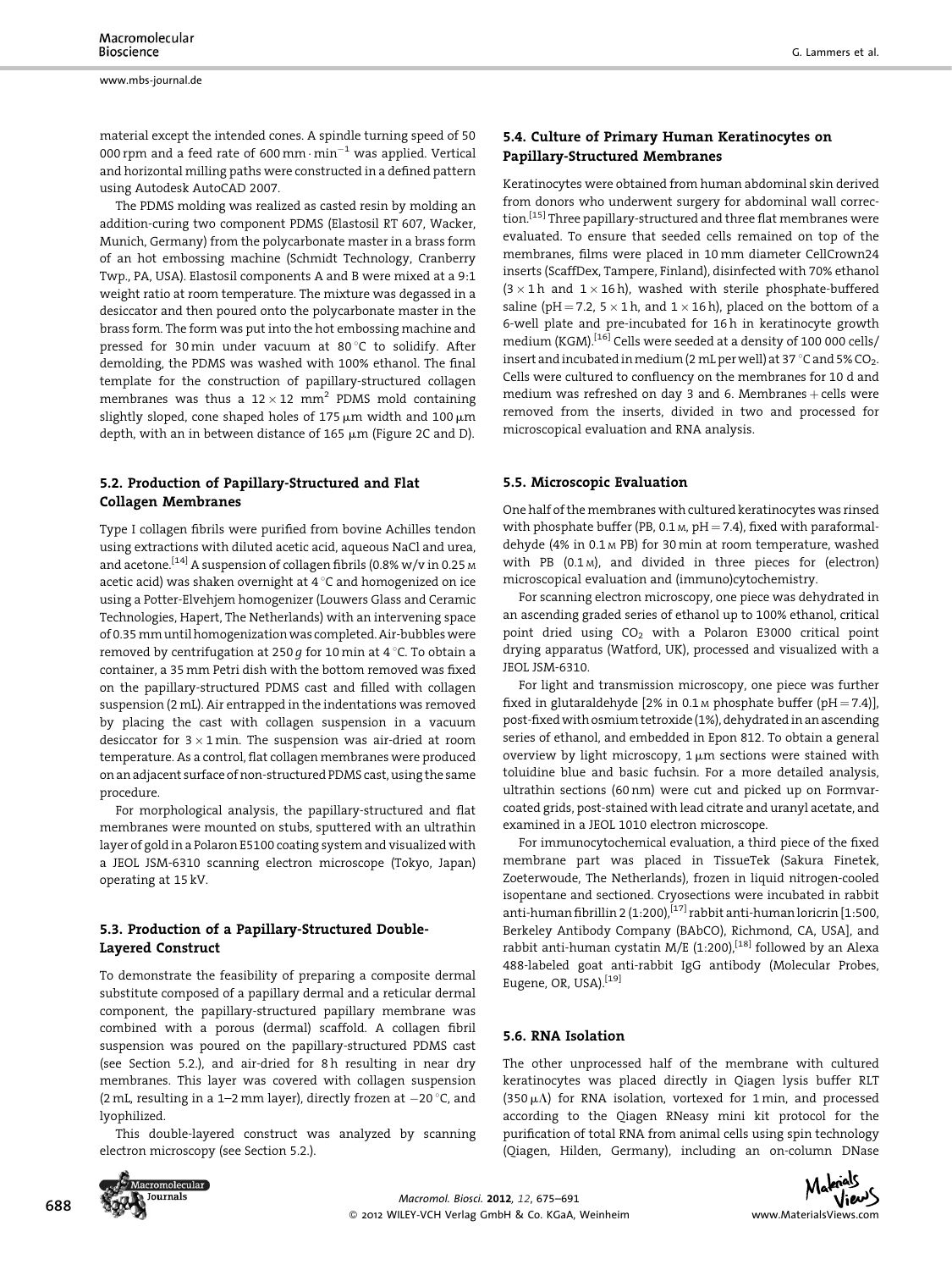material except the intended cones. A spindle turning speed of 50 000 rpm and a feed rate of 600 mm · min$^{-1}$ was applied. Vertical and horizontal milling paths were constructed in a defined pattern using Autodesk AutoCAD 2007.

The PDMS molding was realized as casted resin by molding an addition-curing two component PDMS (Elastosil RT 607, Wacker, Munich, Germany) from the polycarbonate master in a brass form of an hot embossing machine (Schmidt Technology, Cranberry Twp., PA, USA). Elastosil components A and B were mixed at a 9:1 weight ratio at room temperature. The mixture was degassed in a desiccator and then poured onto the polycarbonate master in the brass form. The form was put into the hot embossing machine and pressed for 30 min under vacuum at 80 °C to solidify. After demolding, the PDMS was washed with 100% ethanol. The final template for the construction of papillary-structured collagen membranes was thus a 12 × 12 mm$^2$ PDMS mold containing slightly sloped, cone shaped holes of 175 μm width and 100 μm depth, with an in between distance of 165 μm (Figure 2C and D).

### 5.2. Production of Papillary-Structured and Flat Collagen Membranes

Type I collagen fibrils were purified from bovine Achilles tendon using extractions with diluted acetic acid, aqueous NaCl and urea, and acetone.[14] A suspension of collagen fibrils (0.8% w/v in 0.25 M acetic acid) was shaken overnight at 4 °C and homogenized on ice using a Potter-Elvehjem homogenizer (Louwers Glass and Ceramic Technologies, Hapert, The Netherlands) with an intervening space of 0.35 mm until homogenization was completed. Air-bubbles were removed by centrifugation at 250 *g* for 10 min at 4 °C. To obtain a container, a 35 mm Petri dish with the bottom removed was fixed on the papillary-structured PDMS cast and filled with collagen suspension (2 mL). Air entrapped in the indentations was removed by placing the cast with collagen suspension in a vacuum desiccator for 3 × 1 min. The suspension was air-dried at room temperature. As a control, flat collagen membranes were produced on an adjacent surface of non-structured PDMS cast, using the same procedure.

For morphological analysis, the papillary-structured and flat membranes were mounted on stubs, sputtered with an ultrathin layer of gold in a Polaron E5100 coating system and visualized with a JEOL JSM-6310 scanning electron microscope (Tokyo, Japan) operating at 15 kV.

### 5.3. Production of a Papillary-Structured Double-Layered Construct

To demonstrate the feasibility of preparing a composite dermal substitute composed of a papillary dermal and a reticular dermal component, the papillary-structured papillary membrane was combined with a porous (dermal) scaffold. A collagen fibril suspension was poured on the papillary-structured PDMS cast (see Section 5.2.), and air-dried for 8 h resulting in near dry membranes. This layer was covered with collagen suspension (2 mL, resulting in a 1–2 mm layer), directly frozen at −20 °C, and lyophilized.

This double-layered construct was analyzed by scanning electron microscopy (see Section 5.2.).

### 5.4. Culture of Primary Human Keratinocytes on Papillary-Structured Membranes

Keratinocytes were obtained from human abdominal skin derived from donors who underwent surgery for abdominal wall correction.[15] Three papillary-structured and three flat membranes were evaluated. To ensure that seeded cells remained on top of the membranes, films were placed in 10 mm diameter CellCrown24 inserts (ScaffDex, Tampere, Finland), disinfected with 70% ethanol (3 × 1 h and 1 × 16 h), washed with sterile phosphate-buffered saline (pH = 7.2, 5 × 1 h, and 1 × 16 h), placed on the bottom of a 6-well plate and pre-incubated for 16 h in keratinocyte growth medium (KGM).[16] Cells were seeded at a density of 100 000 cells/insert and incubated in medium (2 mL per well) at 37 °C and 5% $CO_2$. Cells were cultured to confluency on the membranes for 10 d and medium was refreshed on day 3 and 6. Membranes + cells were removed from the inserts, divided in two and processed for microscopical evaluation and RNA analysis.

### 5.5. Microscopic Evaluation

One half of the membranes with cultured keratinocytes was rinsed with phosphate buffer (PB, 0.1 M, pH = 7.4), fixed with paraformaldehyde (4% in 0.1 M PB) for 30 min at room temperature, washed with PB (0.1 M), and divided in three pieces for (electron) microscopical evaluation and (immuno)cytochemistry.

For scanning electron microscopy, one piece was dehydrated in an ascending graded series of ethanol up to 100% ethanol, critical point dried using $CO_2$ with a Polaron E3000 critical point drying apparatus (Watford, UK), processed and visualized with a JEOL JSM-6310.

For light and transmission microscopy, one piece was further fixed in glutaraldehyde [2% in 0.1 M phosphate buffer (pH = 7.4)], post-fixed with osmium tetroxide (1%), dehydrated in an ascending series of ethanol, and embedded in Epon 812. To obtain a general overview by light microscopy, 1 μm sections were stained with toluidine blue and basic fuchsin. For a more detailed analysis, ultrathin sections (60 nm) were cut and picked up on Formvar-coated grids, post-stained with lead citrate and uranyl acetate, and examined in a JEOL 1010 electron microscope.

For immunocytochemical evaluation, a third piece of the fixed membrane part was placed in TissueTek (Sakura Finetek, Zoeterwoude, The Netherlands), frozen in liquid nitrogen-cooled isopentane and sectioned. Cryosections were incubated in rabbit anti-human fibrillin 2 (1:200),[17] rabbit anti-human loricrin [1:500, Berkeley Antibody Company (BAbCO), Richmond, CA, USA], and rabbit anti-human cystatin M/E (1:200),[18] followed by an Alexa 488-labeled goat anti-rabbit IgG antibody (Molecular Probes, Eugene, OR, USA).[19]

### 5.6. RNA Isolation

The other unprocessed half of the membrane with cultured keratinocytes was placed directly in Qiagen lysis buffer RLT (350 μΛ) for RNA isolation, vortexed for 1 min, and processed according to the Qiagen RNeasy mini kit protocol for the purification of total RNA from animal cells using spin technology (Qiagen, Hilden, Germany), including an on-column DNase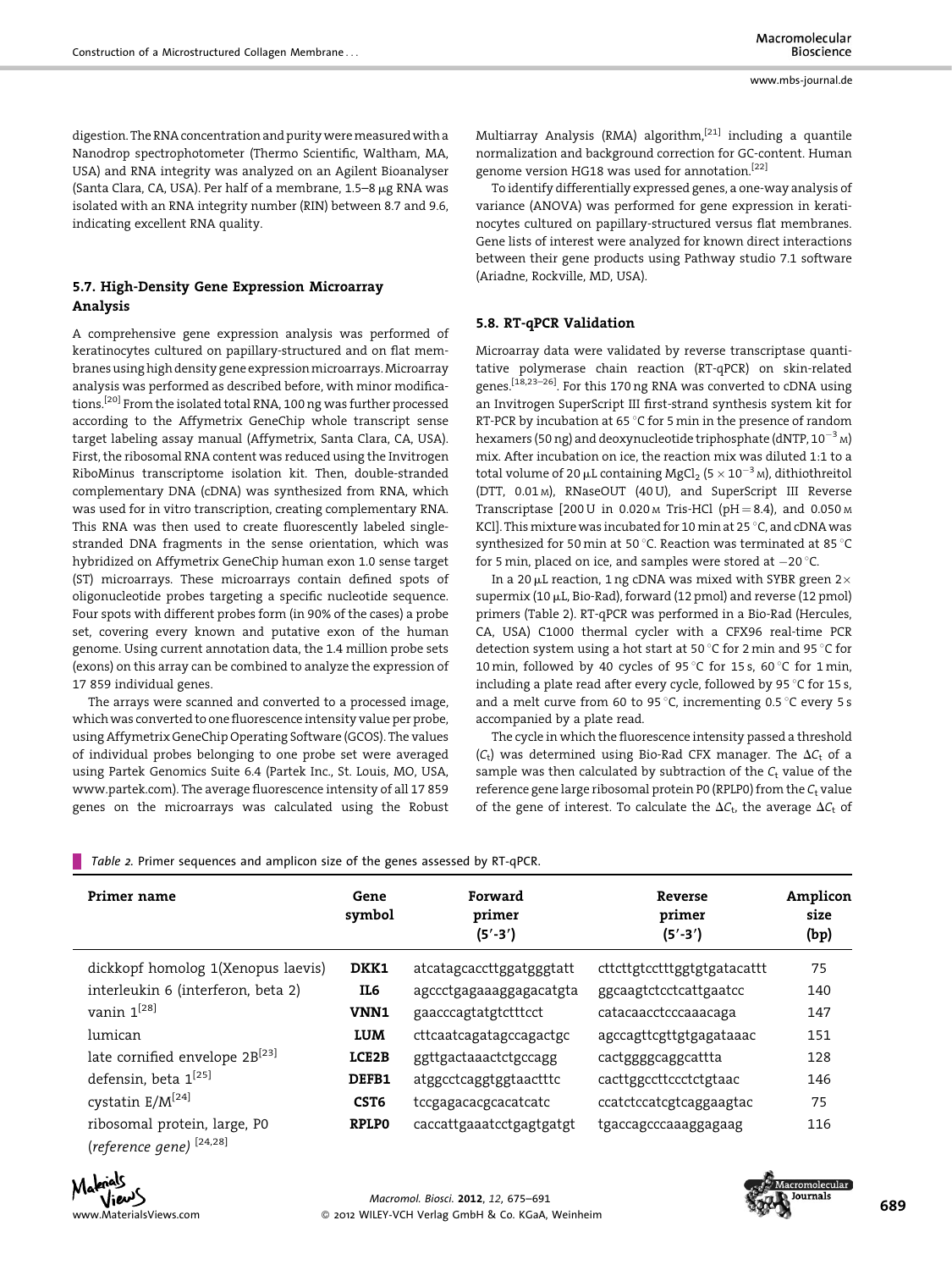digestion. The RNA concentration and purity were measured with a Nanodrop spectrophotometer (Thermo Scientific, Waltham, MA, USA) and RNA integrity was analyzed on an Agilent Bioanalyser (Santa Clara, CA, USA). Per half of a membrane, 1.5–8 μg RNA was isolated with an RNA integrity number (RIN) between 8.7 and 9.6, indicating excellent RNA quality.

### 5.7. High-Density Gene Expression Microarray Analysis

A comprehensive gene expression analysis was performed of keratinocytes cultured on papillary-structured and on flat membranes using high density gene expression microarrays. Microarray analysis was performed as described before, with minor modifications.[20] From the isolated total RNA, 100 ng was further processed according to the Affymetrix GeneChip whole transcript sense target labeling assay manual (Affymetrix, Santa Clara, CA, USA). First, the ribosomal RNA content was reduced using the Invitrogen RiboMinus transcriptome isolation kit. Then, double-stranded complementary DNA (cDNA) was synthesized from RNA, which was used for in vitro transcription, creating complementary RNA. This RNA was then used to create fluorescently labeled single-stranded DNA fragments in the sense orientation, which was hybridized on Affymetrix GeneChip human exon 1.0 sense target (ST) microarrays. These microarrays contain defined spots of oligonucleotide probes targeting a specific nucleotide sequence. Four spots with different probes form (in 90% of the cases) a probe set, covering every known and putative exon of the human genome. Using current annotation data, the 1.4 million probe sets (exons) on this array can be combined to analyze the expression of 17 859 individual genes.

The arrays were scanned and converted to a processed image, which was converted to one fluorescence intensity value per probe, using Affymetrix GeneChip Operating Software (GCOS). The values of individual probes belonging to one probe set were averaged using Partek Genomics Suite 6.4 (Partek Inc., St. Louis, MO, USA, www.partek.com). The average fluorescence intensity of all 17 859 genes on the microarrays was calculated using the Robust Multiarray Analysis (RMA) algorithm,[21] including a quantile normalization and background correction for GC-content. Human genome version HG18 was used for annotation.[22]

To identify differentially expressed genes, a one-way analysis of variance (ANOVA) was performed for gene expression in keratinocytes cultured on papillary-structured versus flat membranes. Gene lists of interest were analyzed for known direct interactions between their gene products using Pathway studio 7.1 software (Ariadne, Rockville, MD, USA).

### 5.8. RT-qPCR Validation

Microarray data were validated by reverse transcriptase quantitative polymerase chain reaction (RT-qPCR) on skin-related genes.[18,23–26]. For this 170 ng RNA was converted to cDNA using an Invitrogen SuperScript III first-strand synthesis system kit for RT-PCR by incubation at 65 °C for 5 min in the presence of random hexamers (50 ng) and deoxynucleotide triphosphate (dNTP, $10^{-3}$ M) mix. After incubation on ice, the reaction mix was diluted 1:1 to a total volume of 20 μL containing $MgCl_2$ ($5 \times 10^{-3}$ M), dithiothreitol (DTT, 0.01 M), RNaseOUT (40 U), and SuperScript III Reverse Transcriptase [200 U in 0.020 M Tris-HCl (pH = 8.4), and 0.050 M KCl]. This mixture was incubated for 10 min at 25 °C, and cDNA was synthesized for 50 min at 50 °C. Reaction was terminated at 85 °C for 5 min, placed on ice, and samples were stored at −20 °C.

In a 20 μL reaction, 1 ng cDNA was mixed with SYBR green 2× supermix (10 μL, Bio-Rad), forward (12 pmol) and reverse (12 pmol) primers (Table 2). RT-qPCR was performed in a Bio-Rad (Hercules, CA, USA) C1000 thermal cycler with a CFX96 real-time PCR detection system using a hot start at 50 °C for 2 min and 95 °C for 10 min, followed by 40 cycles of 95 °C for 15 s, 60 °C for 1 min, including a plate read after every cycle, followed by 95 °C for 15 s, and a melt curve from 60 to 95 °C, incrementing 0.5 °C every 5 s accompanied by a plate read.

The cycle in which the fluorescence intensity passed a threshold ($C_t$) was determined using Bio-Rad CFX manager. The $\Delta C_t$ of a sample was then calculated by subtraction of the $C_t$ value of the reference gene large ribosomal protein P0 (RPLP0) from the $C_t$ value of the gene of interest. To calculate the $\Delta C_t$, the average $\Delta C_t$ of

Table 2. Primer sequences and amplicon size of the genes assessed by RT-qPCR.

| Primer name | Gene symbol | Forward primer (5′-3′) | Reverse primer (5′-3′) | Amplicon size (bp) |
|---|---|---|---|---|
| dickkopf homolog 1(Xenopus laevis) | **DKK1** | atcatagcaccttggatgggtatt | cttcttgtcctttggtgtgatacattt | 75 |
| interleukin 6 (interferon, beta 2) | **IL6** | agccctgagaaaggagacatgta | ggcaagtctcctcattgaatcc | 140 |
| vanin 1[28] | **VNN1** | gaacccagtatgtctttcct | catacaacctcccaaacaga | 147 |
| lumican | **LUM** | cttcaatcagatagccagactgc | agccagttcgttgtgagataaac | 151 |
| late cornified envelope 2B[23] | **LCE2B** | ggttgactaaactctgccagg | cactggggcaggcattta | 128 |
| defensin, beta 1[25] | **DEFB1** | atggcctcaggtggtaactttc | cacttggccttccctctgtaac | 146 |
| cystatin E/M[24] | **CST6** | tccgagacacgcacatcatc | ccatctccatcgtcaggaagtac | 75 |
| ribosomal protein, large, P0 (*reference gene*) [24,28] | **RPLP0** | caccattgaaatcctgagtgatgt | tgaccagcccaaaggagaag | 116 |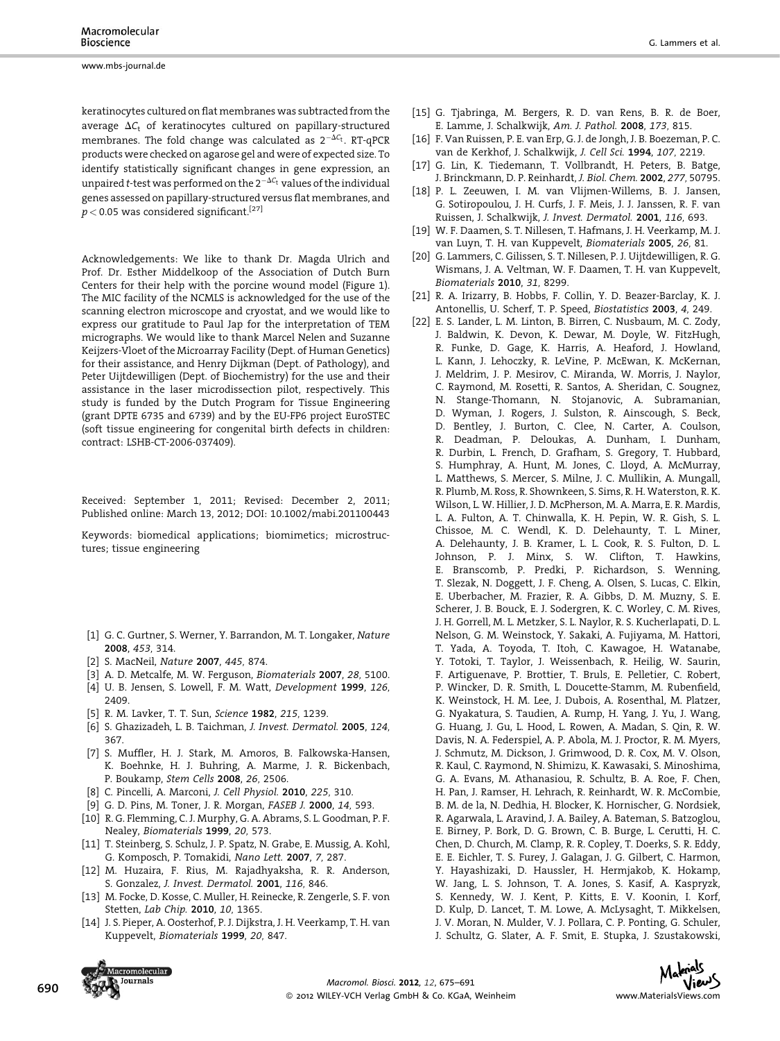keratinocytes cultured on flat membranes was subtracted from the average $\Delta C_t$ of keratinocytes cultured on papillary-structured membranes. The fold change was calculated as $2^{-\Delta C_t}$. RT-qPCR products were checked on agarose gel and were of expected size. To identify statistically significant changes in gene expression, an unpaired *t*-test was performed on the $2^{-\Delta C_t}$ values of the individual genes assessed on papillary-structured versus flat membranes, and $p < 0.05$ was considered significant.[27]

Acknowledgements: We like to thank Dr. Magda Ulrich and Prof. Dr. Esther Middelkoop of the Association of Dutch Burn Centers for their help with the porcine wound model (Figure 1). The MIC facility of the NCMLS is acknowledged for the use of the scanning electron microscope and cryostat, and we would like to express our gratitude to Paul Jap for the interpretation of TEM micrographs. We would like to thank Marcel Nelen and Suzanne Keijzers-Vloet of the Microarray Facility (Dept. of Human Genetics) for their assistance, and Henry Dijkman (Dept. of Pathology), and Peter Uijtdewilligen (Dept. of Biochemistry) for the use and their assistance in the laser microdissection pilot, respectively. This study is funded by the Dutch Program for Tissue Engineering (grant DPTE 6735 and 6739) and by the EU-FP6 project EuroSTEC (soft tissue engineering for congenital birth defects in children: contract: LSHB-CT-2006-037409).

Received: September 1, 2011; Revised: December 2, 2011; Published online: March 13, 2012; DOI: 10.1002/mabi.201100443

Keywords: biomedical applications; biomimetics; microstructures; tissue engineering

[1] G. C. Gurtner, S. Werner, Y. Barrandon, M. T. Longaker, *Nature* **2008**, *453*, 314.
[2] S. MacNeil, *Nature* **2007**, *445*, 874.
[3] A. D. Metcalfe, M. W. Ferguson, *Biomaterials* **2007**, *28*, 5100.
[4] U. B. Jensen, S. Lowell, F. M. Watt, *Development* **1999**, *126*, 2409.
[5] R. M. Lavker, T. T. Sun, *Science* **1982**, *215*, 1239.
[6] S. Ghazizadeh, L. B. Taichman, *J. Invest. Dermatol.* **2005**, *124*, 367.
[7] S. Muffler, H. J. Stark, M. Amoros, B. Falkowska-Hansen, K. Boehnke, H. J. Buhring, A. Marme, J. R. Bickenbach, P. Boukamp, *Stem Cells* **2008**, *26*, 2506.
[8] C. Pincelli, A. Marconi, *J. Cell Physiol.* **2010**, *225*, 310.
[9] G. D. Pins, M. Toner, J. R. Morgan, *FASEB J.* **2000**, *14*, 593.
[10] R. G. Flemming, C. J. Murphy, G. A. Abrams, S. L. Goodman, P. F. Nealey, *Biomaterials* **1999**, *20*, 573.
[11] T. Steinberg, S. Schulz, J. P. Spatz, N. Grabe, E. Mussig, A. Kohl, G. Komposch, P. Tomakidi, *Nano Lett.* **2007**, *7*, 287.
[12] M. Huzaira, F. Rius, M. Rajadhyaksha, R. R. Anderson, S. Gonzalez, *J. Invest. Dermatol.* **2001**, *116*, 846.
[13] M. Focke, D. Kosse, C. Muller, H. Reinecke, R. Zengerle, S. F. von Stetten, *Lab Chip.* **2010**, *10*, 1365.
[14] J. S. Pieper, A. Oosterhof, P. J. Dijkstra, J. H. Veerkamp, T. H. van Kuppevelt, *Biomaterials* **1999**, *20*, 847.
[15] G. Tjabringa, M. Bergers, R. D. van Rens, B. R. de Boer, E. Lamme, J. Schalkwijk, *Am. J. Pathol.* **2008**, *173*, 815.
[16] F. Van Ruissen, P. E. van Erp, G. J. de Jongh, J. B. Boezeman, P. C. van de Kerkhof, J. Schalkwijk, *J. Cell Sci.* **1994**, *107*, 2219.
[17] G. Lin, K. Tiedemann, T. Vollbrandt, H. Peters, B. Batge, J. Brinckmann, D. P. Reinhardt, *J. Biol. Chem.* **2002**, *277*, 50795.
[18] P. L. Zeeuwen, I. M. van Vlijmen-Willems, B. J. Jansen, G. Sotiropoulou, J. H. Curfs, J. F. Meis, J. J. Janssen, R. F. van Ruissen, J. Schalkwijk, *J. Invest. Dermatol.* **2001**, *116*, 693.
[19] W. F. Daamen, S. T. Nillesen, T. Hafmans, J. H. Veerkamp, M. J. van Luyn, T. H. van Kuppevelt, *Biomaterials* **2005**, *26*, 81.
[20] G. Lammers, C. Gilissen, S. T. Nillesen, P. J. Uijtdewilligen, R. G. Wismans, J. A. Veltman, W. F. Daamen, T. H. van Kuppevelt, *Biomaterials* **2010**, *31*, 8299.
[21] R. A. Irizarry, B. Hobbs, F. Collin, Y. D. Beazer-Barclay, K. J. Antonellis, U. Scherf, T. P. Speed, *Biostatistics* **2003**, *4*, 249.
[22] E. S. Lander, L. M. Linton, B. Birren, C. Nusbaum, M. C. Zody, J. Baldwin, K. Devon, K. Dewar, M. Doyle, W. FitzHugh, R. Funke, D. Gage, K. Harris, A. Heaford, J. Howland, L. Kann, J. Lehoczky, R. LeVine, P. McEwan, K. McKernan, J. Meldrim, J. P. Mesirov, C. Miranda, W. Morris, J. Naylor, C. Raymond, M. Rosetti, R. Santos, A. Sheridan, C. Sougnez, N. Stange-Thomann, N. Stojanovic, A. Subramanian, D. Wyman, J. Rogers, J. Sulston, R. Ainscough, S. Beck, D. Bentley, J. Burton, C. Clee, N. Carter, A. Coulson, R. Deadman, P. Deloukas, A. Dunham, I. Dunham, R. Durbin, L. French, D. Grafham, S. Gregory, T. Hubbard, S. Humphray, A. Hunt, M. Jones, C. Lloyd, A. McMurray, L. Matthews, S. Mercer, S. Milne, J. C. Mullikin, A. Mungall, R. Plumb, M. Ross, R. Shownkeen, S. Sims, R. H. Waterston, R. K. Wilson, L. W. Hillier, J. D. McPherson, M. A. Marra, E. R. Mardis, L. A. Fulton, A. T. Chinwalla, K. H. Pepin, W. R. Gish, S. L. Chissoe, M. C. Wendl, K. D. Delehaunty, T. L. Miner, A. Delehaunty, J. B. Kramer, L. L. Cook, R. S. Fulton, D. L. Johnson, P. J. Minx, S. W. Clifton, T. Hawkins, E. Branscomb, P. Predki, P. Richardson, S. Wenning, T. Slezak, N. Doggett, J. F. Cheng, A. Olsen, S. Lucas, C. Elkin, E. Uberbacher, M. Frazier, R. A. Gibbs, D. M. Muzny, S. E. Scherer, J. B. Bouck, E. J. Sodergren, K. C. Worley, C. M. Rives, J. H. Gorrell, M. L. Metzker, S. L. Naylor, R. S. Kucherlapati, D. L. Nelson, G. M. Weinstock, Y. Sakaki, A. Fujiyama, M. Hattori, T. Yada, A. Toyoda, T. Itoh, C. Kawagoe, H. Watanabe, Y. Totoki, T. Taylor, J. Weissenbach, R. Heilig, W. Saurin, F. Artiguenave, P. Brottier, T. Bruls, E. Pelletier, C. Robert, P. Wincker, D. R. Smith, L. Doucette-Stamm, M. Rubenfield, K. Weinstock, H. M. Lee, J. Dubois, A. Rosenthal, M. Platzer, G. Nyakatura, S. Taudien, A. Rump, H. Yang, J. Yu, J. Wang, G. Huang, J. Gu, L. Hood, L. Rowen, A. Madan, S. Qin, R. W. Davis, N. A. Federspiel, A. P. Abola, M. J. Proctor, R. M. Myers, J. Schmutz, M. Dickson, J. Grimwood, D. R. Cox, M. V. Olson, R. Kaul, C. Raymond, N. Shimizu, K. Kawasaki, S. Minoshima, G. A. Evans, M. Athanasiou, R. Schultz, B. A. Roe, F. Chen, H. Pan, J. Ramser, H. Lehrach, R. Reinhardt, W. R. McCombie, B. M. de la, N. Dedhia, H. Blocker, K. Hornischer, G. Nordsiek, R. Agarwala, L. Aravind, J. A. Bailey, A. Bateman, S. Batzoglou, E. Birney, P. Bork, D. G. Brown, C. B. Burge, L. Cerutti, H. C. Chen, D. Church, M. Clamp, R. R. Copley, T. Doerks, S. R. Eddy, E. E. Eichler, T. S. Furey, J. Galagan, J. G. Gilbert, C. Harmon, Y. Hayashizaki, D. Haussler, H. Hermjakob, K. Hokamp, W. Jang, L. S. Johnson, T. A. Jones, S. Kasif, A. Kaspryzk, S. Kennedy, W. J. Kent, P. Kitts, E. V. Koonin, I. Korf, D. Kulp, D. Lancet, T. M. Lowe, A. McLysaght, T. Mikkelsen, J. V. Moran, N. Mulder, V. J. Pollara, C. P. Ponting, G. Schuler, J. Schultz, G. Slater, A. F. Smit, E. Stupka, J. Szustakowski,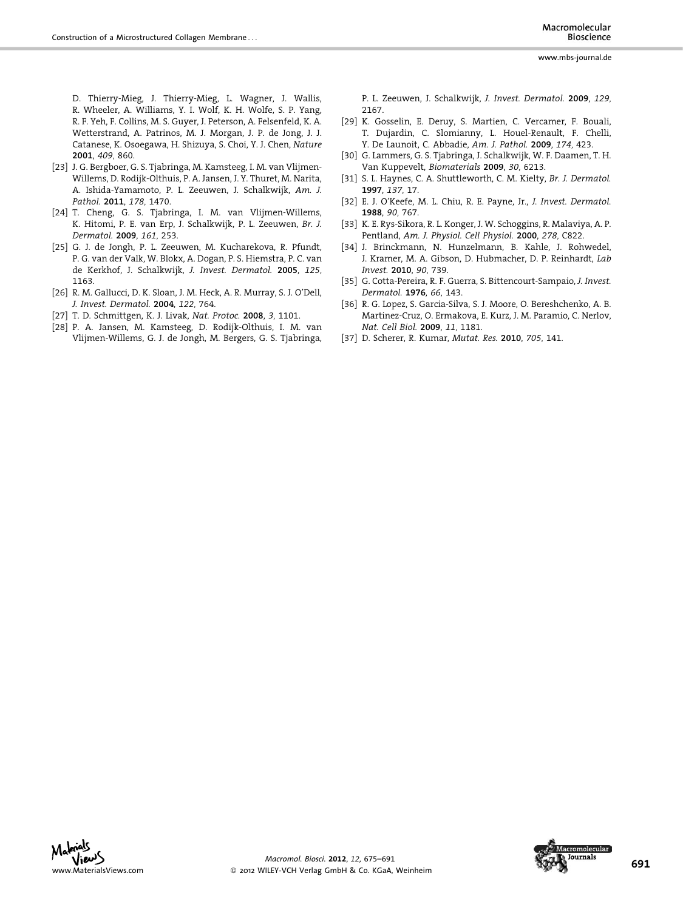D. Thierry-Mieg, J. Thierry-Mieg, L. Wagner, J. Wallis, R. Wheeler, A. Williams, Y. I. Wolf, K. H. Wolfe, S. P. Yang, R. F. Yeh, F. Collins, M. S. Guyer, J. Peterson, A. Felsenfeld, K. A. Wetterstrand, A. Patrinos, M. J. Morgan, J. P. de Jong, J. J. Catanese, K. Osoegawa, H. Shizuya, S. Choi, Y. J. Chen, *Nature* **2001**, *409*, 860.

[23] J. G. Bergboer, G. S. Tjabringa, M. Kamsteeg, I. M. van Vlijmen-Willems, D. Rodijk-Olthuis, P. A. Jansen, J. Y. Thuret, M. Narita, A. Ishida-Yamamoto, P. L. Zeeuwen, J. Schalkwijk, *Am. J. Pathol.* **2011**, *178*, 1470.

[24] T. Cheng, G. S. Tjabringa, I. M. van Vlijmen-Willems, K. Hitomi, P. E. van Erp, J. Schalkwijk, P. L. Zeeuwen, *Br. J. Dermatol.* **2009**, *161*, 253.

[25] G. J. de Jongh, P. L. Zeeuwen, M. Kucharekova, R. Pfundt, P. G. van der Valk, W. Blokx, A. Dogan, P. S. Hiemstra, P. C. van de Kerkhof, J. Schalkwijk, *J. Invest. Dermatol.* **2005**, *125*, 1163.

[26] R. M. Gallucci, D. K. Sloan, J. M. Heck, A. R. Murray, S. J. O'Dell, *J. Invest. Dermatol.* **2004**, *122*, 764.

[27] T. D. Schmittgen, K. J. Livak, *Nat. Protoc.* **2008**, *3*, 1101.

[28] P. A. Jansen, M. Kamsteeg, D. Rodijk-Olthuis, I. M. van Vlijmen-Willems, G. J. de Jongh, M. Bergers, G. S. Tjabringa, P. L. Zeeuwen, J. Schalkwijk, *J. Invest. Dermatol.* **2009**, *129*, 2167.

[29] K. Gosselin, E. Deruy, S. Martien, C. Vercamer, F. Bouali, T. Dujardin, C. Slomianny, L. Houel-Renault, F. Chelli, Y. De Launoit, C. Abbadie, *Am. J. Pathol.* **2009**, *174*, 423.

[30] G. Lammers, G. S. Tjabringa, J. Schalkwijk, W. F. Daamen, T. H. Van Kuppevelt, *Biomaterials* **2009**, *30*, 6213.

[31] S. L. Haynes, C. A. Shuttleworth, C. M. Kielty, *Br. J. Dermatol.* **1997**, *137*, 17.

[32] E. J. O'Keefe, M. L. Chiu, R. E. Payne, Jr., *J. Invest. Dermatol.* **1988**, *90*, 767.

[33] K. E. Rys-Sikora, R. L. Konger, J. W. Schoggins, R. Malaviya, A. P. Pentland, *Am. J. Physiol. Cell Physiol.* **2000**, *278*, C822.

[34] J. Brinckmann, N. Hunzelmann, B. Kahle, J. Rohwedel, J. Kramer, M. A. Gibson, D. Hubmacher, D. P. Reinhardt, *Lab Invest.* **2010**, *90*, 739.

[35] G. Cotta-Pereira, R. F. Guerra, S. Bittencourt-Sampaio, *J. Invest. Dermatol.* **1976**, *66*, 143.

[36] R. G. Lopez, S. Garcia-Silva, S. J. Moore, O. Bereshchenko, A. B. Martinez-Cruz, O. Ermakova, E. Kurz, J. M. Paramio, C. Nerlov, *Nat. Cell Biol.* **2009**, *11*, 1181.

[37] D. Scherer, R. Kumar, *Mutat. Res.* **2010**, *705*, 141.